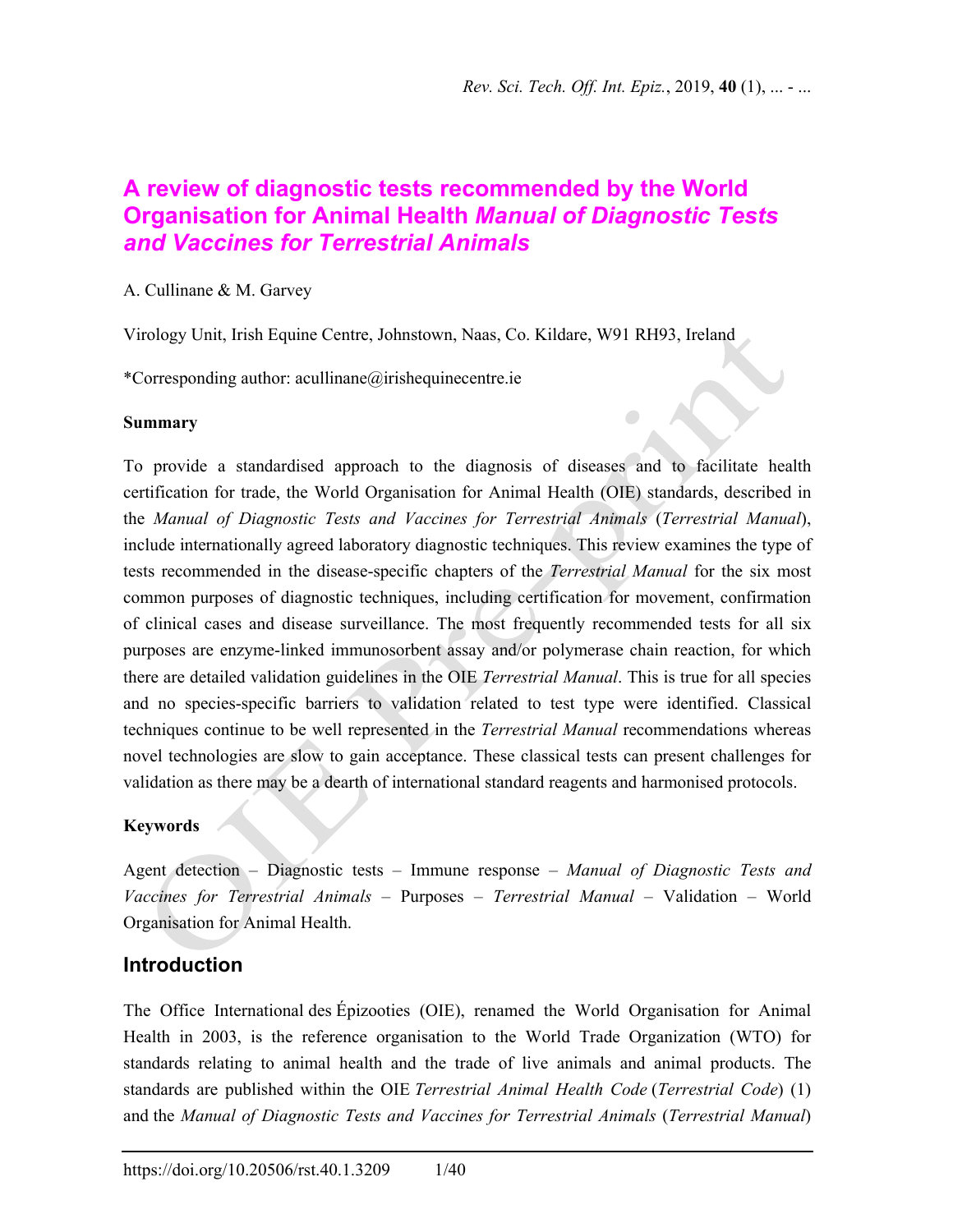# A review of diagnostic tests recommended by the World Organisation for Animal Health *Manual of Diagnostic Tests and Vaccines for Terrestrial Animals*

A. Cullinane & M. Garvey

Virology Unit, Irish Equine Centre, Johnstown, Naas, Co. Kildare, W91 RH93, Ireland

*Corresponding author: acullinane@irishequinecentre.ie

**Summary**

To provide a standardised approach to the diagnosis of diseases and to facilitate health certification for trade, the World Organisation for Animal Health (OIE) standards, described in the *Manual of Diagnostic Tests and Vaccines for Terrestrial Animals* (*Terrestrial Manual*), include internationally agreed laboratory diagnostic techniques. This review examines the type of tests recommended in the disease-specific chapters of the *Terrestrial Manual* for the six most common purposes of diagnostic techniques, including certification for movement, confirmation of clinical cases and disease surveillance. The most frequently recommended tests for all six purposes are enzyme-linked immunosorbent assay and/or polymerase chain reaction, for which there are detailed validation guidelines in the OIE *Terrestrial Manual*. This is true for all species and no species-specific barriers to validation related to test type were identified. Classical techniques continue to be well represented in the *Terrestrial Manual* recommendations whereas novel technologies are slow to gain acceptance. These classical tests can present challenges for validation as there may be a dearth of international standard reagents and harmonised protocols.

**Keywords**

Agent detection – Diagnostic tests – Immune response – *Manual of Diagnostic Tests and Vaccines for Terrestrial Animals* – Purposes – *Terrestrial Manual* – Validation – World Organisation for Animal Health.

## Introduction

The Office International des Épizooties (OIE), renamed the World Organisation for Animal Health in 2003, is the reference organisation to the World Trade Organization (WTO) for standards relating to animal health and the trade of live animals and animal products. The standards are published within the OIE *Terrestrial Animal Health Code* (*Terrestrial Code*) (1) and the *Manual of Diagnostic Tests and Vaccines for Terrestrial Animals* (*Terrestrial Manual*)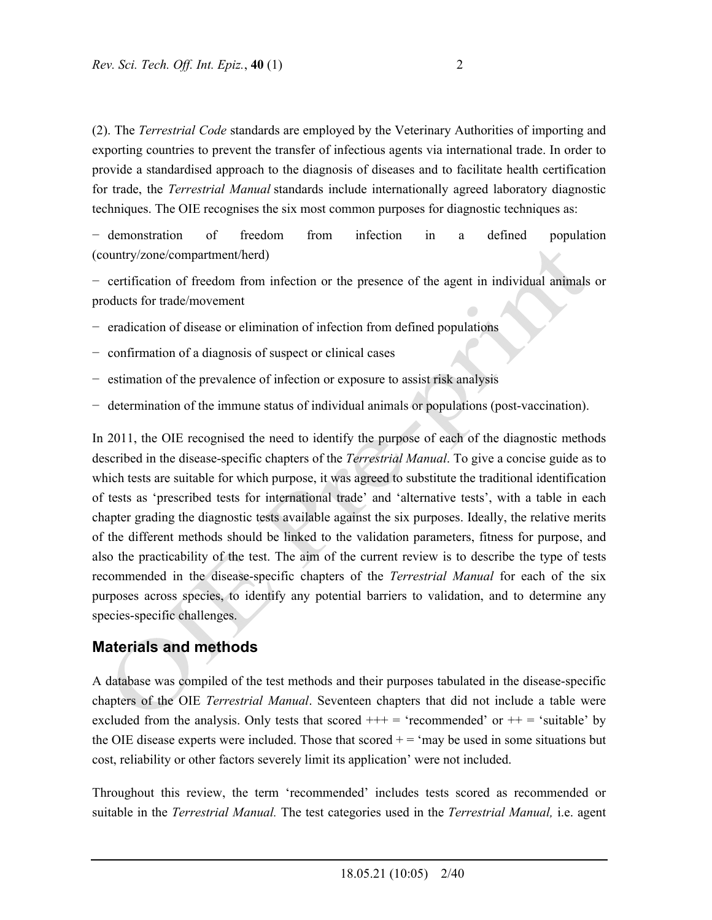(2). The *Terrestrial Code* standards are employed by the Veterinary Authorities of importing and exporting countries to prevent the transfer of infectious agents via international trade. In order to provide a standardised approach to the diagnosis of diseases and to facilitate health certification for trade, the *Terrestrial Manual* standards include internationally agreed laboratory diagnostic techniques. The OIE recognises the six most common purposes for diagnostic techniques as:

− demonstration of freedom from infection in a defined population (country/zone/compartment/herd)

− certification of freedom from infection or the presence of the agent in individual animals or products for trade/movement

− eradication of disease or elimination of infection from defined populations

− confirmation of a diagnosis of suspect or clinical cases

− estimation of the prevalence of infection or exposure to assist risk analysis

− determination of the immune status of individual animals or populations (post-vaccination).

In 2011, the OIE recognised the need to identify the purpose of each of the diagnostic methods described in the disease-specific chapters of the *Terrestrial Manual*. To give a concise guide as to which tests are suitable for which purpose, it was agreed to substitute the traditional identification of tests as 'prescribed tests for international trade' and 'alternative tests', with a table in each chapter grading the diagnostic tests available against the six purposes. Ideally, the relative merits of the different methods should be linked to the validation parameters, fitness for purpose, and also the practicability of the test. The aim of the current review is to describe the type of tests recommended in the disease-specific chapters of the *Terrestrial Manual* for each of the six purposes across species, to identify any potential barriers to validation, and to determine any species-specific challenges.

## Materials and methods

A database was compiled of the test methods and their purposes tabulated in the disease-specific chapters of the OIE *Terrestrial Manual*. Seventeen chapters that did not include a table were excluded from the analysis. Only tests that scored +++ = 'recommended' or ++ = 'suitable' by the OIE disease experts were included. Those that scored + = 'may be used in some situations but cost, reliability or other factors severely limit its application' were not included.

Throughout this review, the term 'recommended' includes tests scored as recommended or suitable in the *Terrestrial Manual.* The test categories used in the *Terrestrial Manual,* i.e. agent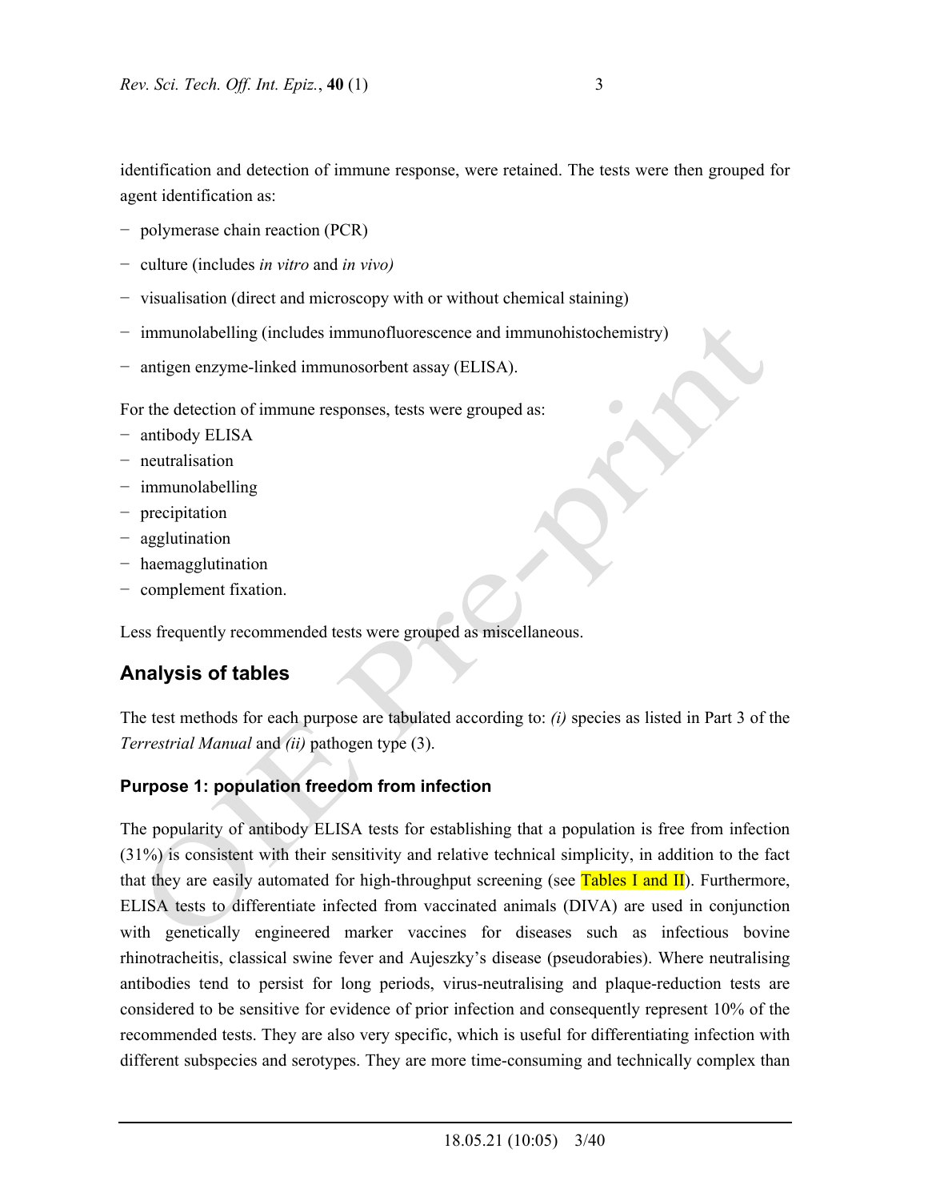identification and detection of immune response, were retained. The tests were then grouped for agent identification as:

- polymerase chain reaction (PCR)
- culture (includes *in vitro* and *in vivo)*
- visualisation (direct and microscopy with or without chemical staining)
- immunolabelling (includes immunofluorescence and immunohistochemistry)
- antigen enzyme-linked immunosorbent assay (ELISA).

For the detection of immune responses, tests were grouped as:

- antibody ELISA
- neutralisation
- immunolabelling
- precipitation
- agglutination
- haemagglutination
- complement fixation.

Less frequently recommended tests were grouped as miscellaneous.

## Analysis of tables

The test methods for each purpose are tabulated according to: *(i)* species as listed in Part 3 of the *Terrestrial Manual* and *(ii)* pathogen type (3).

### Purpose 1: population freedom from infection

The popularity of antibody ELISA tests for establishing that a population is free from infection (31%) is consistent with their sensitivity and relative technical simplicity, in addition to the fact that they are easily automated for high-throughput screening (see Tables I and II). Furthermore, ELISA tests to differentiate infected from vaccinated animals (DIVA) are used in conjunction with genetically engineered marker vaccines for diseases such as infectious bovine rhinotracheitis, classical swine fever and Aujeszky's disease (pseudorabies). Where neutralising antibodies tend to persist for long periods, virus-neutralising and plaque-reduction tests are considered to be sensitive for evidence of prior infection and consequently represent 10% of the recommended tests. They are also very specific, which is useful for differentiating infection with different subspecies and serotypes. They are more time-consuming and technically complex than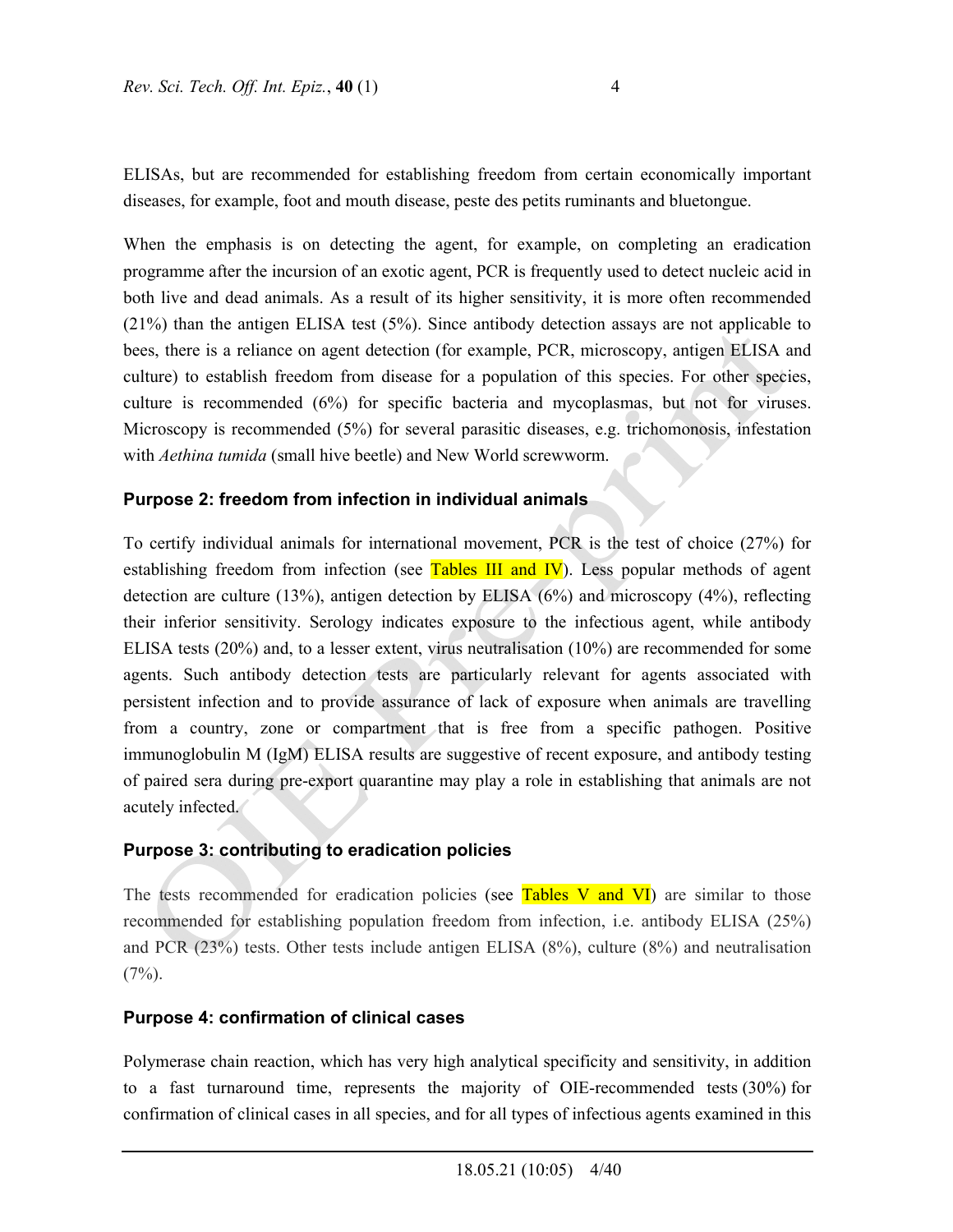ELISAs, but are recommended for establishing freedom from certain economically important diseases, for example, foot and mouth disease, peste des petits ruminants and bluetongue.

When the emphasis is on detecting the agent, for example, on completing an eradication programme after the incursion of an exotic agent, PCR is frequently used to detect nucleic acid in both live and dead animals. As a result of its higher sensitivity, it is more often recommended (21%) than the antigen ELISA test (5%). Since antibody detection assays are not applicable to bees, there is a reliance on agent detection (for example, PCR, microscopy, antigen ELISA and culture) to establish freedom from disease for a population of this species. For other species, culture is recommended (6%) for specific bacteria and mycoplasmas, but not for viruses. Microscopy is recommended (5%) for several parasitic diseases, e.g. trichomonosis, infestation with *Aethina tumida* (small hive beetle) and New World screwworm.

### Purpose 2: freedom from infection in individual animals

To certify individual animals for international movement, PCR is the test of choice (27%) for establishing freedom from infection (see Tables III and IV). Less popular methods of agent detection are culture (13%), antigen detection by ELISA (6%) and microscopy (4%), reflecting their inferior sensitivity. Serology indicates exposure to the infectious agent, while antibody ELISA tests (20%) and, to a lesser extent, virus neutralisation (10%) are recommended for some agents. Such antibody detection tests are particularly relevant for agents associated with persistent infection and to provide assurance of lack of exposure when animals are travelling from a country, zone or compartment that is free from a specific pathogen. Positive immunoglobulin M (IgM) ELISA results are suggestive of recent exposure, and antibody testing of paired sera during pre-export quarantine may play a role in establishing that animals are not acutely infected.

### Purpose 3: contributing to eradication policies

The tests recommended for eradication policies (see Tables V and VI) are similar to those recommended for establishing population freedom from infection, i.e. antibody ELISA (25%) and PCR (23%) tests. Other tests include antigen ELISA (8%), culture (8%) and neutralisation (7%).

### Purpose 4: confirmation of clinical cases

Polymerase chain reaction, which has very high analytical specificity and sensitivity, in addition to a fast turnaround time, represents the majority of OIE-recommended tests (30%) for confirmation of clinical cases in all species, and for all types of infectious agents examined in this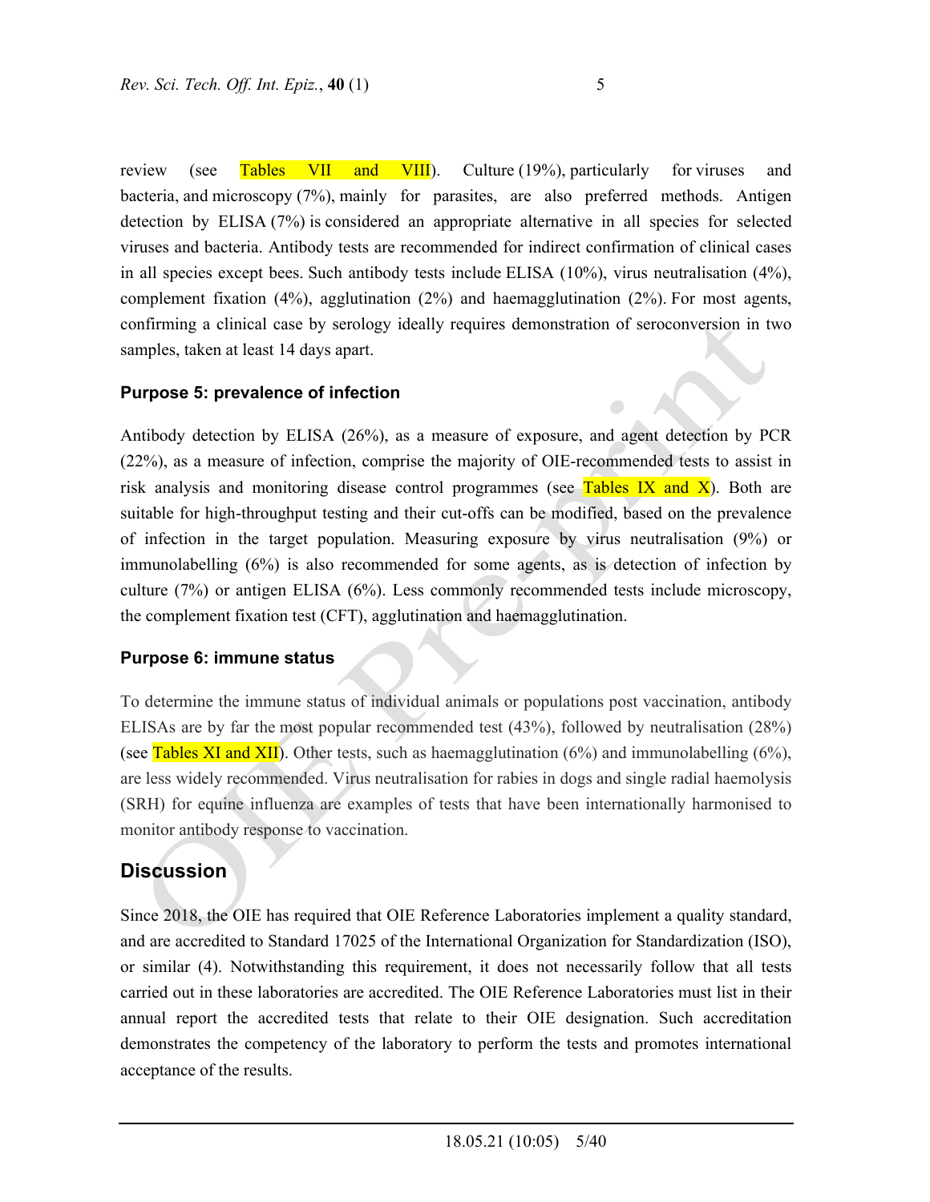review (see Tables VII and VIII). Culture (19%), particularly for viruses and bacteria, and microscopy (7%), mainly for parasites, are also preferred methods. Antigen detection by ELISA (7%) is considered an appropriate alternative in all species for selected viruses and bacteria. Antibody tests are recommended for indirect confirmation of clinical cases in all species except bees. Such antibody tests include ELISA (10%), virus neutralisation (4%), complement fixation (4%), agglutination (2%) and haemagglutination (2%). For most agents, confirming a clinical case by serology ideally requires demonstration of seroconversion in two samples, taken at least 14 days apart.

### Purpose 5: prevalence of infection

Antibody detection by ELISA (26%), as a measure of exposure, and agent detection by PCR (22%), as a measure of infection, comprise the majority of OIE-recommended tests to assist in risk analysis and monitoring disease control programmes (see Tables IX and X). Both are suitable for high-throughput testing and their cut-offs can be modified, based on the prevalence of infection in the target population. Measuring exposure by virus neutralisation (9%) or immunolabelling (6%) is also recommended for some agents, as is detection of infection by culture (7%) or antigen ELISA (6%). Less commonly recommended tests include microscopy, the complement fixation test (CFT), agglutination and haemagglutination.

### Purpose 6: immune status

To determine the immune status of individual animals or populations post vaccination, antibody ELISAs are by far the most popular recommended test (43%), followed by neutralisation (28%) (see Tables XI and XII). Other tests, such as haemagglutination (6%) and immunolabelling (6%), are less widely recommended. Virus neutralisation for rabies in dogs and single radial haemolysis (SRH) for equine influenza are examples of tests that have been internationally harmonised to monitor antibody response to vaccination.

## Discussion

Since 2018, the OIE has required that OIE Reference Laboratories implement a quality standard, and are accredited to Standard 17025 of the International Organization for Standardization (ISO), or similar (4). Notwithstanding this requirement, it does not necessarily follow that all tests carried out in these laboratories are accredited. The OIE Reference Laboratories must list in their annual report the accredited tests that relate to their OIE designation. Such accreditation demonstrates the competency of the laboratory to perform the tests and promotes international acceptance of the results.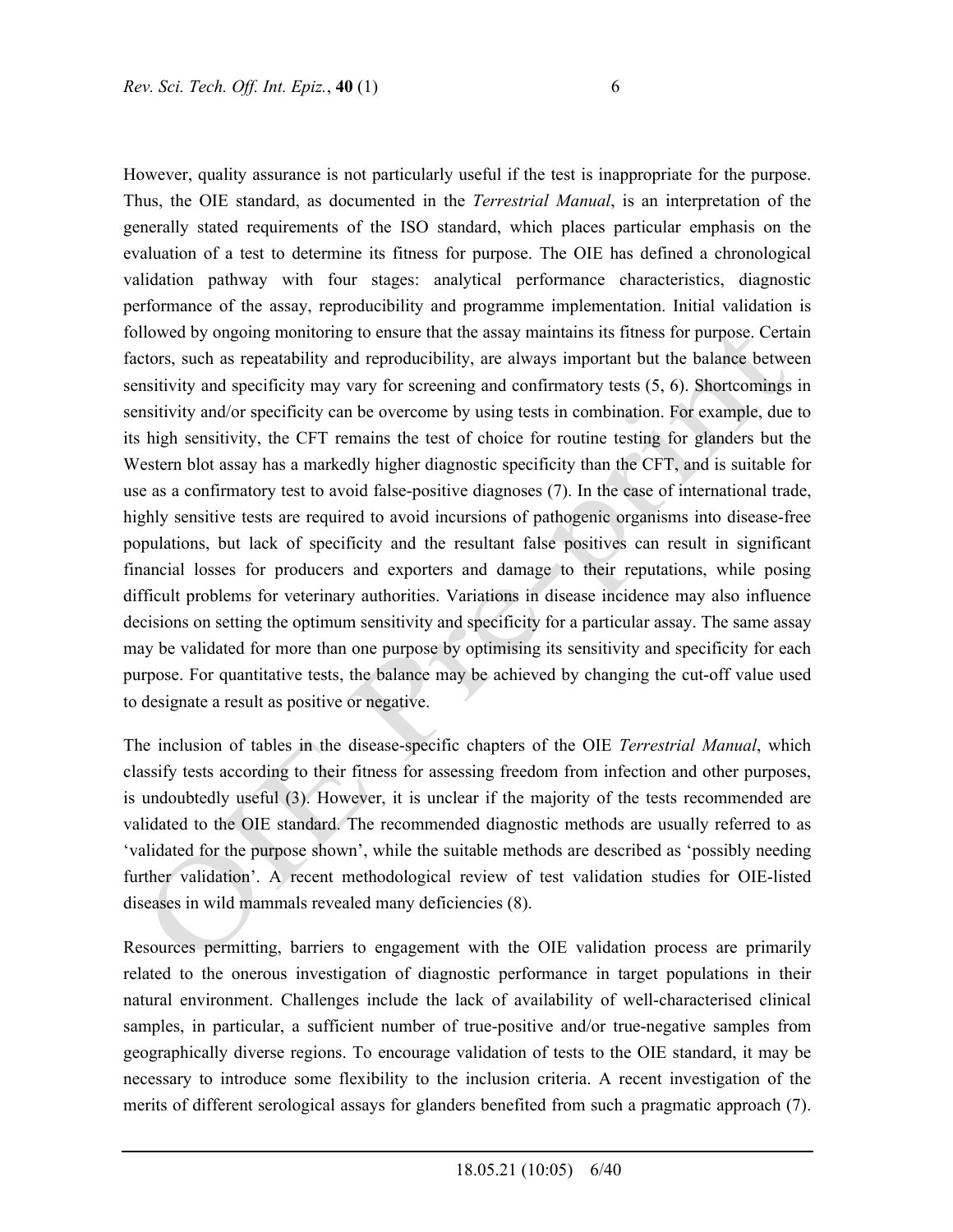However, quality assurance is not particularly useful if the test is inappropriate for the purpose. Thus, the OIE standard, as documented in the *Terrestrial Manual*, is an interpretation of the generally stated requirements of the ISO standard, which places particular emphasis on the evaluation of a test to determine its fitness for purpose. The OIE has defined a chronological validation pathway with four stages: analytical performance characteristics, diagnostic performance of the assay, reproducibility and programme implementation. Initial validation is followed by ongoing monitoring to ensure that the assay maintains its fitness for purpose. Certain factors, such as repeatability and reproducibility, are always important but the balance between sensitivity and specificity may vary for screening and confirmatory tests (5, 6). Shortcomings in sensitivity and/or specificity can be overcome by using tests in combination. For example, due to its high sensitivity, the CFT remains the test of choice for routine testing for glanders but the Western blot assay has a markedly higher diagnostic specificity than the CFT, and is suitable for use as a confirmatory test to avoid false-positive diagnoses (7). In the case of international trade, highly sensitive tests are required to avoid incursions of pathogenic organisms into disease-free populations, but lack of specificity and the resultant false positives can result in significant financial losses for producers and exporters and damage to their reputations, while posing difficult problems for veterinary authorities. Variations in disease incidence may also influence decisions on setting the optimum sensitivity and specificity for a particular assay. The same assay may be validated for more than one purpose by optimising its sensitivity and specificity for each purpose. For quantitative tests, the balance may be achieved by changing the cut-off value used to designate a result as positive or negative.

The inclusion of tables in the disease-specific chapters of the OIE *Terrestrial Manual*, which classify tests according to their fitness for assessing freedom from infection and other purposes, is undoubtedly useful (3). However, it is unclear if the majority of the tests recommended are validated to the OIE standard. The recommended diagnostic methods are usually referred to as 'validated for the purpose shown', while the suitable methods are described as 'possibly needing further validation'. A recent methodological review of test validation studies for OIE-listed diseases in wild mammals revealed many deficiencies (8).

Resources permitting, barriers to engagement with the OIE validation process are primarily related to the onerous investigation of diagnostic performance in target populations in their natural environment. Challenges include the lack of availability of well-characterised clinical samples, in particular, a sufficient number of true-positive and/or true-negative samples from geographically diverse regions. To encourage validation of tests to the OIE standard, it may be necessary to introduce some flexibility to the inclusion criteria. A recent investigation of the merits of different serological assays for glanders benefited from such a pragmatic approach (7).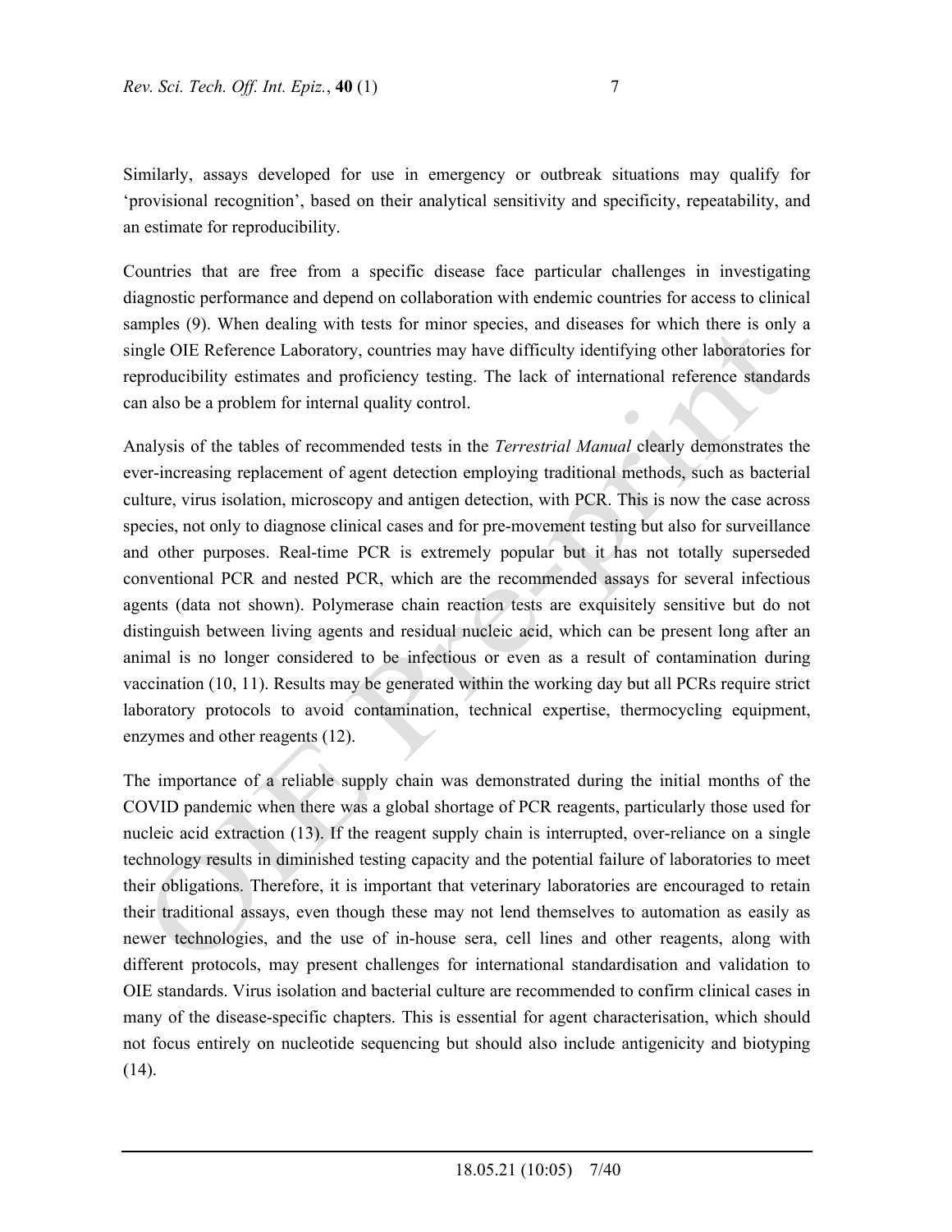Similarly, assays developed for use in emergency or outbreak situations may qualify for 'provisional recognition', based on their analytical sensitivity and specificity, repeatability, and an estimate for reproducibility.

Countries that are free from a specific disease face particular challenges in investigating diagnostic performance and depend on collaboration with endemic countries for access to clinical samples (9). When dealing with tests for minor species, and diseases for which there is only a single OIE Reference Laboratory, countries may have difficulty identifying other laboratories for reproducibility estimates and proficiency testing. The lack of international reference standards can also be a problem for internal quality control.

Analysis of the tables of recommended tests in the *Terrestrial Manual* clearly demonstrates the ever-increasing replacement of agent detection employing traditional methods, such as bacterial culture, virus isolation, microscopy and antigen detection, with PCR. This is now the case across species, not only to diagnose clinical cases and for pre-movement testing but also for surveillance and other purposes. Real-time PCR is extremely popular but it has not totally superseded conventional PCR and nested PCR, which are the recommended assays for several infectious agents (data not shown). Polymerase chain reaction tests are exquisitely sensitive but do not distinguish between living agents and residual nucleic acid, which can be present long after an animal is no longer considered to be infectious or even as a result of contamination during vaccination (10, 11). Results may be generated within the working day but all PCRs require strict laboratory protocols to avoid contamination, technical expertise, thermocycling equipment, enzymes and other reagents (12).

The importance of a reliable supply chain was demonstrated during the initial months of the COVID pandemic when there was a global shortage of PCR reagents, particularly those used for nucleic acid extraction (13). If the reagent supply chain is interrupted, over-reliance on a single technology results in diminished testing capacity and the potential failure of laboratories to meet their obligations. Therefore, it is important that veterinary laboratories are encouraged to retain their traditional assays, even though these may not lend themselves to automation as easily as newer technologies, and the use of in-house sera, cell lines and other reagents, along with different protocols, may present challenges for international standardisation and validation to OIE standards. Virus isolation and bacterial culture are recommended to confirm clinical cases in many of the disease-specific chapters. This is essential for agent characterisation, which should not focus entirely on nucleotide sequencing but should also include antigenicity and biotyping (14).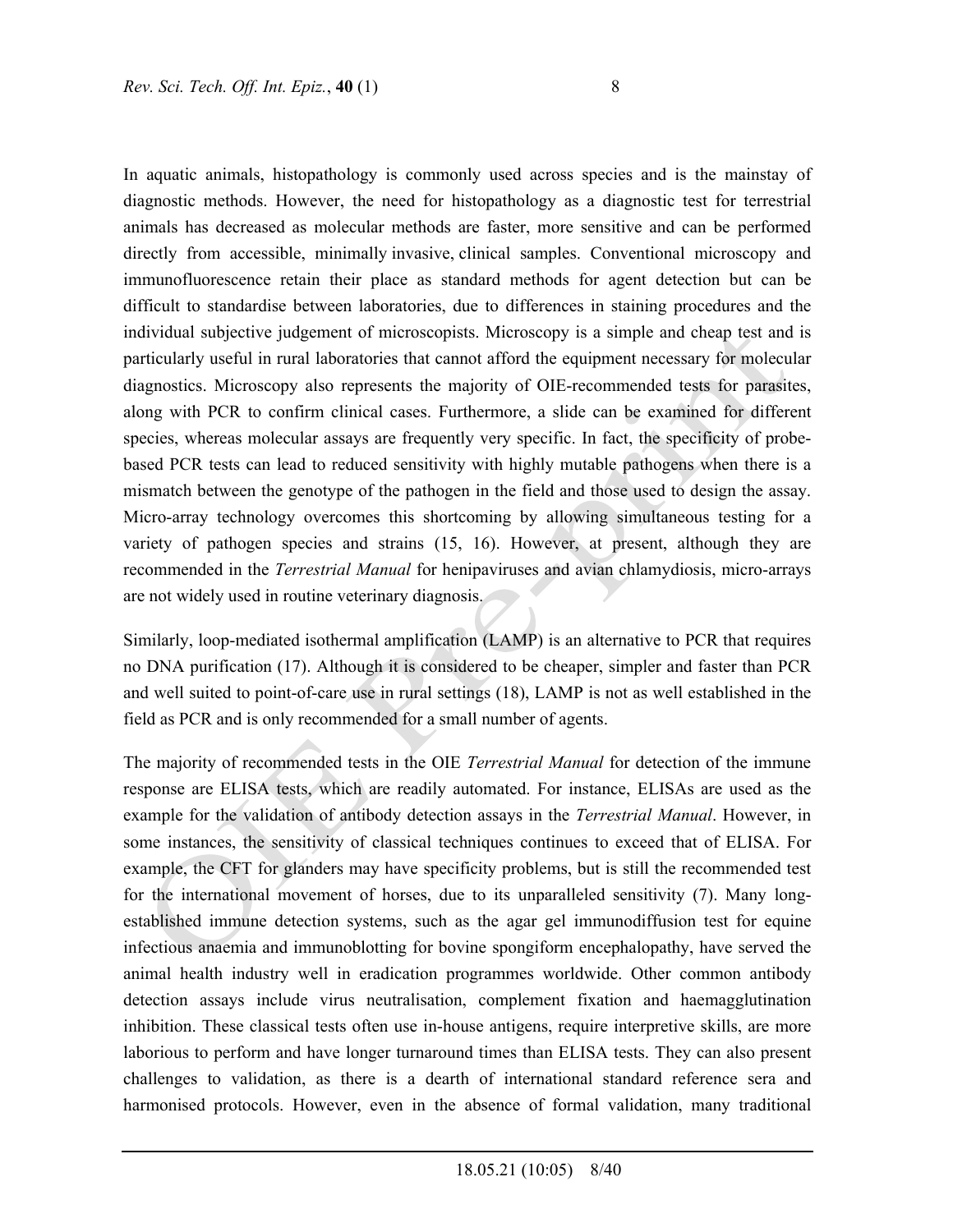In aquatic animals, histopathology is commonly used across species and is the mainstay of diagnostic methods. However, the need for histopathology as a diagnostic test for terrestrial animals has decreased as molecular methods are faster, more sensitive and can be performed directly from accessible, minimally invasive, clinical samples. Conventional microscopy and immunofluorescence retain their place as standard methods for agent detection but can be difficult to standardise between laboratories, due to differences in staining procedures and the individual subjective judgement of microscopists. Microscopy is a simple and cheap test and is particularly useful in rural laboratories that cannot afford the equipment necessary for molecular diagnostics. Microscopy also represents the majority of OIE-recommended tests for parasites, along with PCR to confirm clinical cases. Furthermore, a slide can be examined for different species, whereas molecular assays are frequently very specific. In fact, the specificity of probe-based PCR tests can lead to reduced sensitivity with highly mutable pathogens when there is a mismatch between the genotype of the pathogen in the field and those used to design the assay. Micro-array technology overcomes this shortcoming by allowing simultaneous testing for a variety of pathogen species and strains (15, 16). However, at present, although they are recommended in the *Terrestrial Manual* for henipaviruses and avian chlamydiosis, micro-arrays are not widely used in routine veterinary diagnosis.

Similarly, loop-mediated isothermal amplification (LAMP) is an alternative to PCR that requires no DNA purification (17). Although it is considered to be cheaper, simpler and faster than PCR and well suited to point-of-care use in rural settings (18), LAMP is not as well established in the field as PCR and is only recommended for a small number of agents.

The majority of recommended tests in the OIE *Terrestrial Manual* for detection of the immune response are ELISA tests, which are readily automated. For instance, ELISAs are used as the example for the validation of antibody detection assays in the *Terrestrial Manual*. However, in some instances, the sensitivity of classical techniques continues to exceed that of ELISA. For example, the CFT for glanders may have specificity problems, but is still the recommended test for the international movement of horses, due to its unparalleled sensitivity (7). Many long-established immune detection systems, such as the agar gel immunodiffusion test for equine infectious anaemia and immunoblotting for bovine spongiform encephalopathy, have served the animal health industry well in eradication programmes worldwide. Other common antibody detection assays include virus neutralisation, complement fixation and haemagglutination inhibition. These classical tests often use in-house antigens, require interpretive skills, are more laborious to perform and have longer turnaround times than ELISA tests. They can also present challenges to validation, as there is a dearth of international standard reference sera and harmonised protocols. However, even in the absence of formal validation, many traditional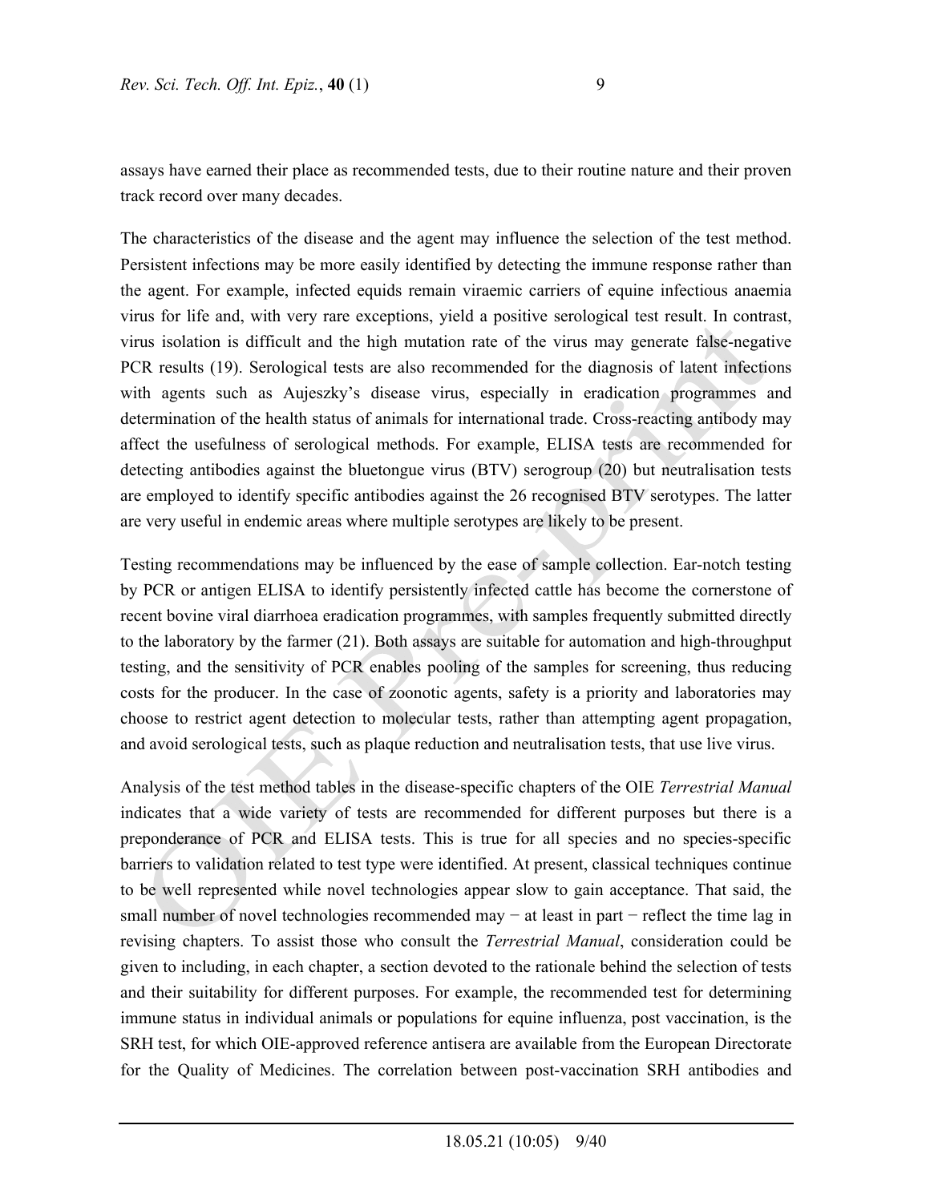assays have earned their place as recommended tests, due to their routine nature and their proven track record over many decades.

The characteristics of the disease and the agent may influence the selection of the test method. Persistent infections may be more easily identified by detecting the immune response rather than the agent. For example, infected equids remain viraemic carriers of equine infectious anaemia virus for life and, with very rare exceptions, yield a positive serological test result. In contrast, virus isolation is difficult and the high mutation rate of the virus may generate false-negative PCR results (19). Serological tests are also recommended for the diagnosis of latent infections with agents such as Aujeszky's disease virus, especially in eradication programmes and determination of the health status of animals for international trade. Cross-reacting antibody may affect the usefulness of serological methods. For example, ELISA tests are recommended for detecting antibodies against the bluetongue virus (BTV) serogroup (20) but neutralisation tests are employed to identify specific antibodies against the 26 recognised BTV serotypes. The latter are very useful in endemic areas where multiple serotypes are likely to be present.

Testing recommendations may be influenced by the ease of sample collection. Ear-notch testing by PCR or antigen ELISA to identify persistently infected cattle has become the cornerstone of recent bovine viral diarrhoea eradication programmes, with samples frequently submitted directly to the laboratory by the farmer (21). Both assays are suitable for automation and high-throughput testing, and the sensitivity of PCR enables pooling of the samples for screening, thus reducing costs for the producer. In the case of zoonotic agents, safety is a priority and laboratories may choose to restrict agent detection to molecular tests, rather than attempting agent propagation, and avoid serological tests, such as plaque reduction and neutralisation tests, that use live virus.

Analysis of the test method tables in the disease-specific chapters of the OIE *Terrestrial Manual* indicates that a wide variety of tests are recommended for different purposes but there is a preponderance of PCR and ELISA tests. This is true for all species and no species-specific barriers to validation related to test type were identified. At present, classical techniques continue to be well represented while novel technologies appear slow to gain acceptance. That said, the small number of novel technologies recommended may − at least in part − reflect the time lag in revising chapters. To assist those who consult the *Terrestrial Manual*, consideration could be given to including, in each chapter, a section devoted to the rationale behind the selection of tests and their suitability for different purposes. For example, the recommended test for determining immune status in individual animals or populations for equine influenza, post vaccination, is the SRH test, for which OIE-approved reference antisera are available from the European Directorate for the Quality of Medicines. The correlation between post-vaccination SRH antibodies and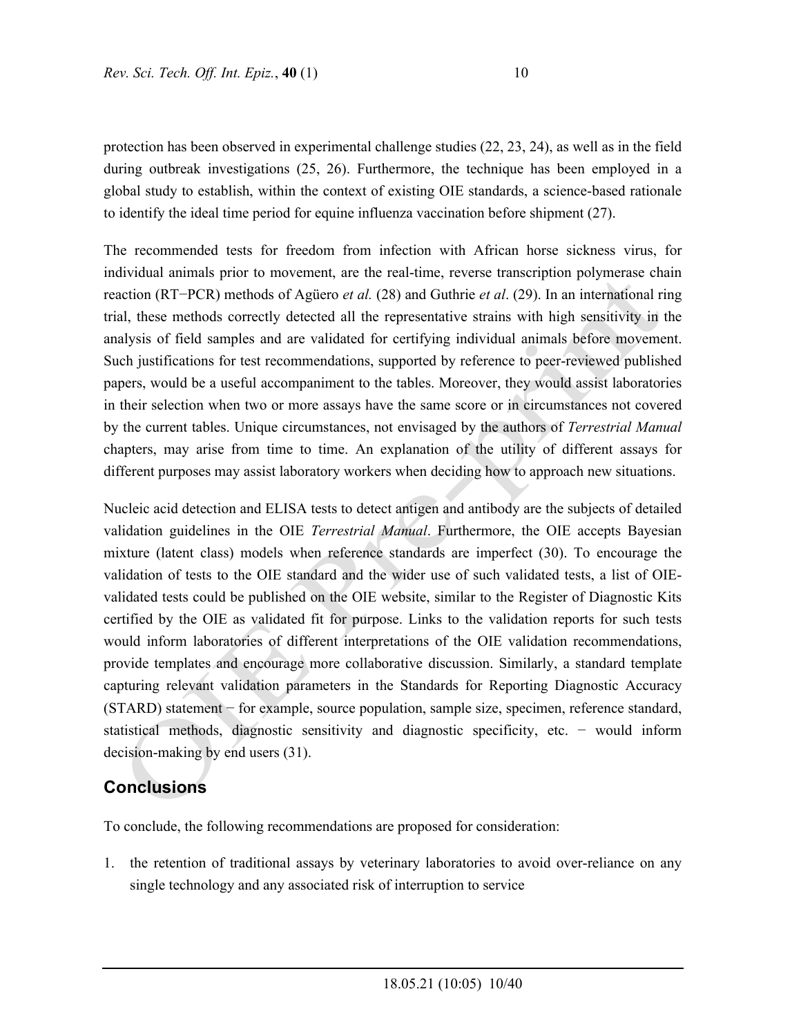protection has been observed in experimental challenge studies (22, 23, 24), as well as in the field during outbreak investigations (25, 26). Furthermore, the technique has been employed in a global study to establish, within the context of existing OIE standards, a science-based rationale to identify the ideal time period for equine influenza vaccination before shipment (27).

The recommended tests for freedom from infection with African horse sickness virus, for individual animals prior to movement, are the real-time, reverse transcription polymerase chain reaction (RT−PCR) methods of Agüero *et al.* (28) and Guthrie *et al*. (29). In an international ring trial, these methods correctly detected all the representative strains with high sensitivity in the analysis of field samples and are validated for certifying individual animals before movement. Such justifications for test recommendations, supported by reference to peer-reviewed published papers, would be a useful accompaniment to the tables. Moreover, they would assist laboratories in their selection when two or more assays have the same score or in circumstances not covered by the current tables. Unique circumstances, not envisaged by the authors of *Terrestrial Manual* chapters, may arise from time to time. An explanation of the utility of different assays for different purposes may assist laboratory workers when deciding how to approach new situations.

Nucleic acid detection and ELISA tests to detect antigen and antibody are the subjects of detailed validation guidelines in the OIE *Terrestrial Manual*. Furthermore, the OIE accepts Bayesian mixture (latent class) models when reference standards are imperfect (30). To encourage the validation of tests to the OIE standard and the wider use of such validated tests, a list of OIE-validated tests could be published on the OIE website, similar to the Register of Diagnostic Kits certified by the OIE as validated fit for purpose. Links to the validation reports for such tests would inform laboratories of different interpretations of the OIE validation recommendations, provide templates and encourage more collaborative discussion. Similarly, a standard template capturing relevant validation parameters in the Standards for Reporting Diagnostic Accuracy (STARD) statement − for example, source population, sample size, specimen, reference standard, statistical methods, diagnostic sensitivity and diagnostic specificity, etc. − would inform decision-making by end users (31).

## Conclusions

To conclude, the following recommendations are proposed for consideration:

1. the retention of traditional assays by veterinary laboratories to avoid over-reliance on any single technology and any associated risk of interruption to service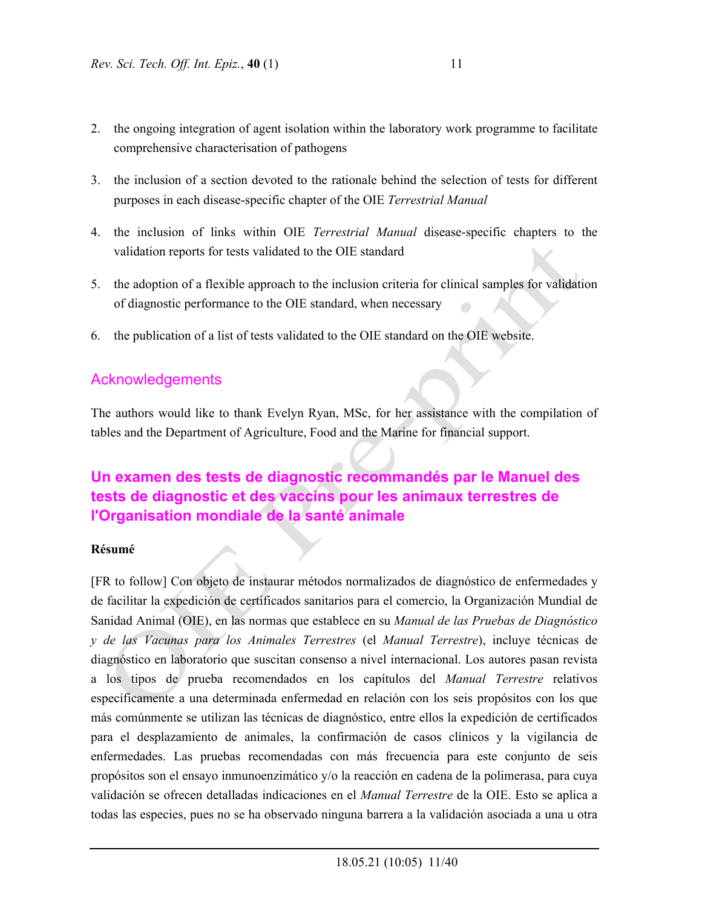2. the ongoing integration of agent isolation within the laboratory work programme to facilitate comprehensive characterisation of pathogens
3. the inclusion of a section devoted to the rationale behind the selection of tests for different purposes in each disease-specific chapter of the OIE *Terrestrial Manual*
4. the inclusion of links within OIE *Terrestrial Manual* disease-specific chapters to the validation reports for tests validated to the OIE standard
5. the adoption of a flexible approach to the inclusion criteria for clinical samples for validation of diagnostic performance to the OIE standard, when necessary
6. the publication of a list of tests validated to the OIE standard on the OIE website.

## Acknowledgements

The authors would like to thank Evelyn Ryan, MSc, for her assistance with the compilation of tables and the Department of Agriculture, Food and the Marine for financial support.

## Un examen des tests de diagnostic recommandés par le Manuel des tests de diagnostic et des vaccins pour les animaux terrestres de l'Organisation mondiale de la santé animale

**Résumé**

[FR to follow] Con objeto de instaurar métodos normalizados de diagnóstico de enfermedades y de facilitar la expedición de certificados sanitarios para el comercio, la Organización Mundial de Sanidad Animal (OIE), en las normas que establece en su *Manual de las Pruebas de Diagnóstico y de las Vacunas para los Animales Terrestres* (el *Manual Terrestre*), incluye técnicas de diagnóstico en laboratorio que suscitan consenso a nivel internacional. Los autores pasan revista a los tipos de prueba recomendados en los capítulos del *Manual Terrestre* relativos específicamente a una determinada enfermedad en relación con los seis propósitos con los que más comúnmente se utilizan las técnicas de diagnóstico, entre ellos la expedición de certificados para el desplazamiento de animales, la confirmación de casos clínicos y la vigilancia de enfermedades. Las pruebas recomendadas con más frecuencia para este conjunto de seis propósitos son el ensayo inmunoenzimático y/o la reacción en cadena de la polimerasa, para cuya validación se ofrecen detalladas indicaciones en el *Manual Terrestre* de la OIE. Esto se aplica a todas las especies, pues no se ha observado ninguna barrera a la validación asociada a una u otra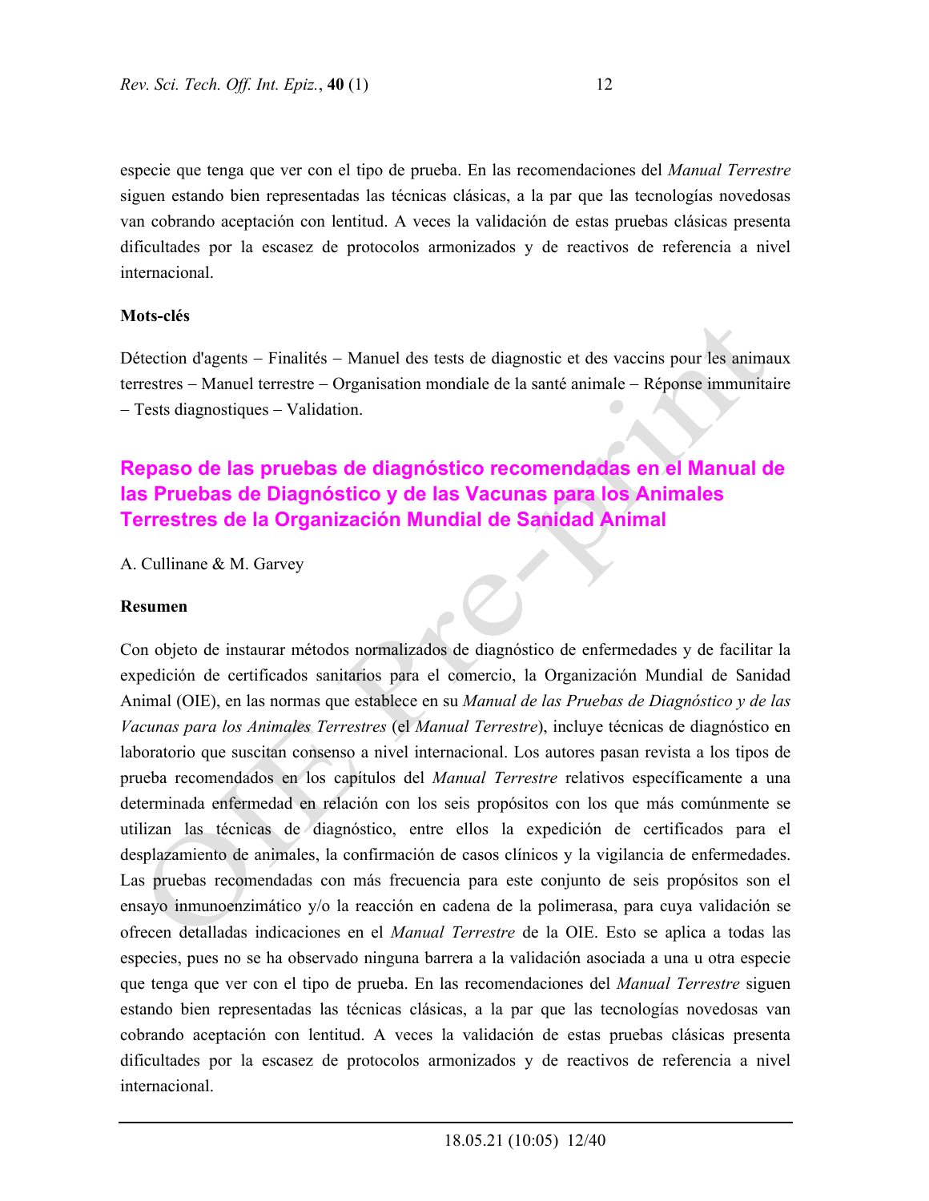especie que tenga que ver con el tipo de prueba. En las recomendaciones del *Manual Terrestre* siguen estando bien representadas las técnicas clásicas, a la par que las tecnologías novedosas van cobrando aceptación con lentitud. A veces la validación de estas pruebas clásicas presenta dificultades por la escasez de protocolos armonizados y de reactivos de referencia a nivel internacional.

**Mots-clés**

Détection d'agents – Finalités – Manuel des tests de diagnostic et des vaccins pour les animaux terrestres – Manuel terrestre – Organisation mondiale de la santé animale – Réponse immunitaire – Tests diagnostiques – Validation.

## Repaso de las pruebas de diagnóstico recomendadas en el Manual de las Pruebas de Diagnóstico y de las Vacunas para los Animales Terrestres de la Organización Mundial de Sanidad Animal

A. Cullinane & M. Garvey

**Resumen**

Con objeto de instaurar métodos normalizados de diagnóstico de enfermedades y de facilitar la expedición de certificados sanitarios para el comercio, la Organización Mundial de Sanidad Animal (OIE), en las normas que establece en su *Manual de las Pruebas de Diagnóstico y de las Vacunas para los Animales Terrestres* (el *Manual Terrestre*), incluye técnicas de diagnóstico en laboratorio que suscitan consenso a nivel internacional. Los autores pasan revista a los tipos de prueba recomendados en los capítulos del *Manual Terrestre* relativos específicamente a una determinada enfermedad en relación con los seis propósitos con los que más comúnmente se utilizan las técnicas de diagnóstico, entre ellos la expedición de certificados para el desplazamiento de animales, la confirmación de casos clínicos y la vigilancia de enfermedades. Las pruebas recomendadas con más frecuencia para este conjunto de seis propósitos son el ensayo inmunoenzimático y/o la reacción en cadena de la polimerasa, para cuya validación se ofrecen detalladas indicaciones en el *Manual Terrestre* de la OIE. Esto se aplica a todas las especies, pues no se ha observado ninguna barrera a la validación asociada a una u otra especie que tenga que ver con el tipo de prueba. En las recomendaciones del *Manual Terrestre* siguen estando bien representadas las técnicas clásicas, a la par que las tecnologías novedosas van cobrando aceptación con lentitud. A veces la validación de estas pruebas clásicas presenta dificultades por la escasez de protocolos armonizados y de reactivos de referencia a nivel internacional.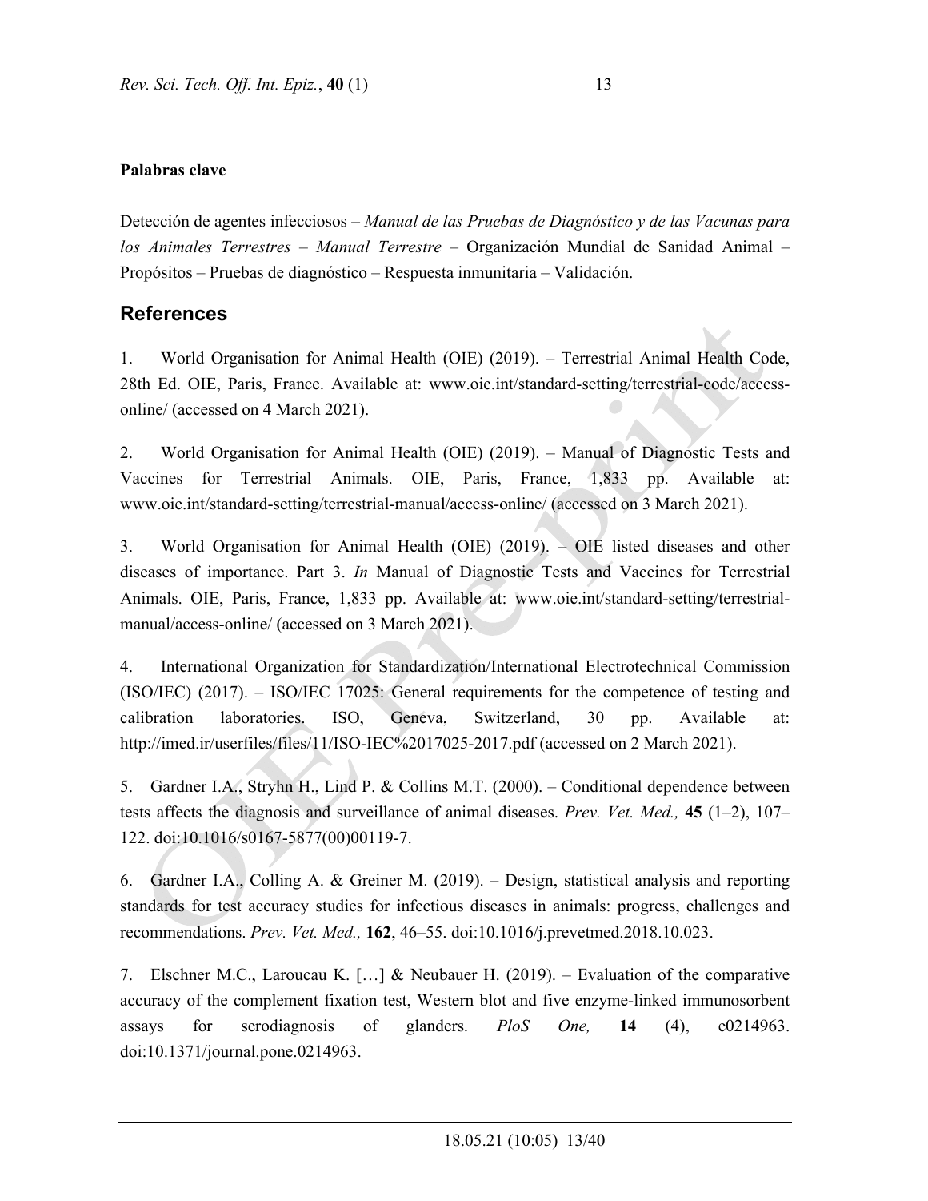**Palabras clave**

Detección de agentes infecciosos – *Manual de las Pruebas de Diagnóstico y de las Vacunas para los Animales Terrestres* – *Manual Terrestre* – Organización Mundial de Sanidad Animal – Propósitos – Pruebas de diagnóstico – Respuesta inmunitaria – Validación.

## References

1. World Organisation for Animal Health (OIE) (2019). – Terrestrial Animal Health Code, 28th Ed. OIE, Paris, France. Available at: www.oie.int/standard-setting/terrestrial-code/access-online/ (accessed on 4 March 2021).

2. World Organisation for Animal Health (OIE) (2019). – Manual of Diagnostic Tests and Vaccines for Terrestrial Animals. OIE, Paris, France, 1,833 pp. Available at: www.oie.int/standard-setting/terrestrial-manual/access-online/ (accessed on 3 March 2021).

3. World Organisation for Animal Health (OIE) (2019). – OIE listed diseases and other diseases of importance. Part 3. *In* Manual of Diagnostic Tests and Vaccines for Terrestrial Animals. OIE, Paris, France, 1,833 pp. Available at: www.oie.int/standard-setting/terrestrial-manual/access-online/ (accessed on 3 March 2021).

4. International Organization for Standardization/International Electrotechnical Commission (ISO/IEC) (2017). – ISO/IEC 17025: General requirements for the competence of testing and calibration laboratories. ISO, Geneva, Switzerland, 30 pp. Available at: http://imed.ir/userfiles/files/11/ISO-IEC%2017025-2017.pdf (accessed on 2 March 2021).

5. Gardner I.A., Stryhn H., Lind P. & Collins M.T. (2000). – Conditional dependence between tests affects the diagnosis and surveillance of animal diseases. *Prev. Vet. Med.,* **45** (1–2), 107–122. doi:10.1016/s0167-5877(00)00119-7.

6. Gardner I.A., Colling A. & Greiner M. (2019). – Design, statistical analysis and reporting standards for test accuracy studies for infectious diseases in animals: progress, challenges and recommendations. *Prev. Vet. Med.,* **162**, 46–55. doi:10.1016/j.prevetmed.2018.10.023.

7. Elschner M.C., Laroucau K. […] & Neubauer H. (2019). – Evaluation of the comparative accuracy of the complement fixation test, Western blot and five enzyme-linked immunosorbent assays for serodiagnosis of glanders. *PloS One,* **14** (4), e0214963. doi:10.1371/journal.pone.0214963.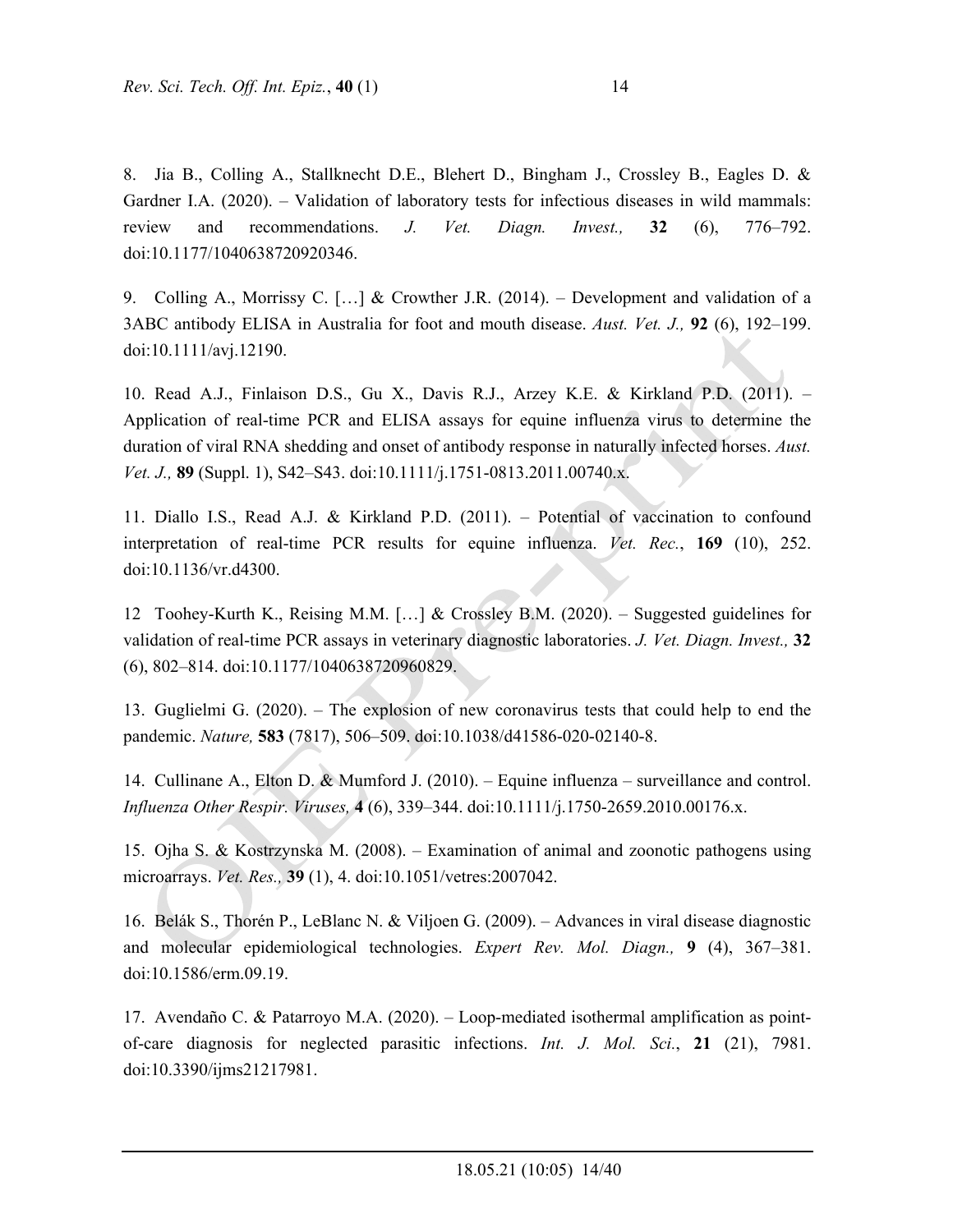8. Jia B., Colling A., Stallknecht D.E., Blehert D., Bingham J., Crossley B., Eagles D. & Gardner I.A. (2020). – Validation of laboratory tests for infectious diseases in wild mammals: review and recommendations. *J. Vet. Diagn. Invest.,* **32** (6), 776–792. doi:10.1177/1040638720920346.

9. Colling A., Morrissy C. […] & Crowther J.R. (2014). – Development and validation of a 3ABC antibody ELISA in Australia for foot and mouth disease. *Aust. Vet. J.,* **92** (6), 192–199. doi:10.1111/avj.12190.

10. Read A.J., Finlaison D.S., Gu X., Davis R.J., Arzey K.E. & Kirkland P.D. (2011). – Application of real-time PCR and ELISA assays for equine influenza virus to determine the duration of viral RNA shedding and onset of antibody response in naturally infected horses. *Aust. Vet. J.,* **89** (Suppl. 1), S42–S43. doi:10.1111/j.1751-0813.2011.00740.x.

11. Diallo I.S., Read A.J. & Kirkland P.D. (2011). – Potential of vaccination to confound interpretation of real-time PCR results for equine influenza. *Vet. Rec.*, **169** (10), 252. doi:10.1136/vr.d4300.

12 Toohey-Kurth K., Reising M.M. […] & Crossley B.M. (2020). – Suggested guidelines for validation of real-time PCR assays in veterinary diagnostic laboratories. *J. Vet. Diagn. Invest.,* **32** (6), 802–814. doi:10.1177/1040638720960829.

13. Guglielmi G. (2020). – The explosion of new coronavirus tests that could help to end the pandemic. *Nature,* **583** (7817), 506–509. doi:10.1038/d41586-020-02140-8.

14. Cullinane A., Elton D. & Mumford J. (2010). – Equine influenza – surveillance and control. *Influenza Other Respir. Viruses,* **4** (6), 339–344. doi:10.1111/j.1750-2659.2010.00176.x.

15. Ojha S. & Kostrzynska M. (2008). – Examination of animal and zoonotic pathogens using microarrays. *Vet. Res.,* **39** (1), 4. doi:10.1051/vetres:2007042.

16. Belák S., Thorén P., LeBlanc N. & Viljoen G. (2009). – Advances in viral disease diagnostic and molecular epidemiological technologies. *Expert Rev. Mol. Diagn.,* **9** (4), 367–381. doi:10.1586/erm.09.19.

17. Avendaño C. & Patarroyo M.A. (2020). – Loop-mediated isothermal amplification as point-of-care diagnosis for neglected parasitic infections. *Int. J. Mol. Sci.*, **21** (21), 7981. doi:10.3390/ijms21217981.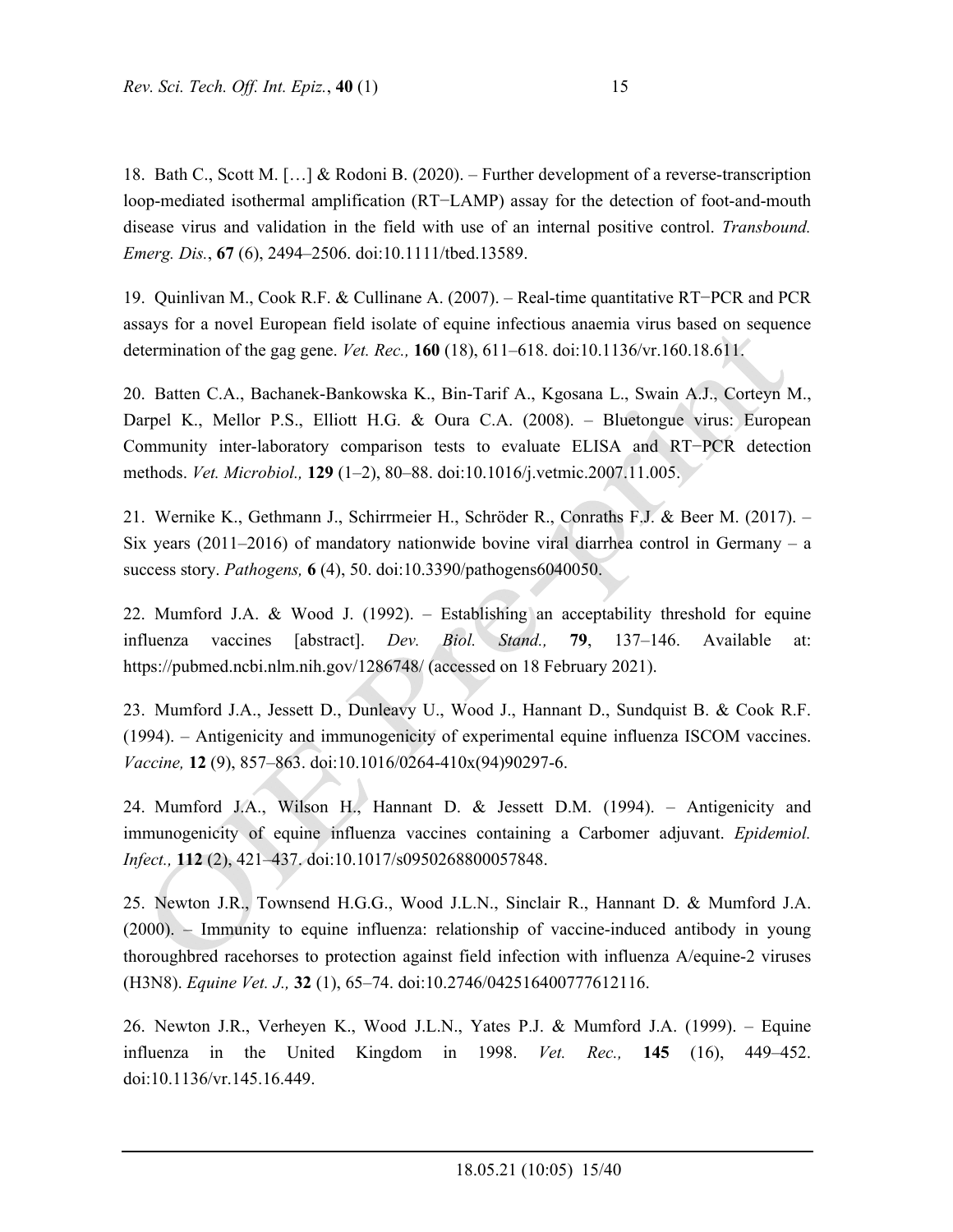18. Bath C., Scott M. […] & Rodoni B. (2020). – Further development of a reverse-transcription loop-mediated isothermal amplification (RT−LAMP) assay for the detection of foot-and-mouth disease virus and validation in the field with use of an internal positive control. *Transbound. Emerg. Dis.*, **67** (6), 2494–2506. doi:10.1111/tbed.13589.

19. Quinlivan M., Cook R.F. & Cullinane A. (2007). – Real-time quantitative RT−PCR and PCR assays for a novel European field isolate of equine infectious anaemia virus based on sequence determination of the gag gene. *Vet. Rec.,* **160** (18), 611–618. doi:10.1136/vr.160.18.611.

20. Batten C.A., Bachanek-Bankowska K., Bin-Tarif A., Kgosana L., Swain A.J., Corteyn M., Darpel K., Mellor P.S., Elliott H.G. & Oura C.A. (2008). – Bluetongue virus: European Community inter-laboratory comparison tests to evaluate ELISA and RT−PCR detection methods. *Vet. Microbiol.,* **129** (1–2), 80–88. doi:10.1016/j.vetmic.2007.11.005.

21. Wernike K., Gethmann J., Schirrmeier H., Schröder R., Conraths F.J. & Beer M. (2017). – Six years (2011–2016) of mandatory nationwide bovine viral diarrhea control in Germany – a success story. *Pathogens,* **6** (4), 50. doi:10.3390/pathogens6040050.

22. Mumford J.A. & Wood J. (1992). – Establishing an acceptability threshold for equine influenza vaccines [abstract]. *Dev. Biol. Stand.,* **79**, 137–146. Available at: https://pubmed.ncbi.nlm.nih.gov/1286748/ (accessed on 18 February 2021).

23. Mumford J.A., Jessett D., Dunleavy U., Wood J., Hannant D., Sundquist B. & Cook R.F. (1994). – Antigenicity and immunogenicity of experimental equine influenza ISCOM vaccines. *Vaccine,* **12** (9), 857–863. doi:10.1016/0264-410x(94)90297-6.

24. Mumford J.A., Wilson H., Hannant D. & Jessett D.M. (1994). – Antigenicity and immunogenicity of equine influenza vaccines containing a Carbomer adjuvant. *Epidemiol. Infect.,* **112** (2), 421–437. doi:10.1017/s0950268800057848.

25. Newton J.R., Townsend H.G.G., Wood J.L.N., Sinclair R., Hannant D. & Mumford J.A. (2000). – Immunity to equine influenza: relationship of vaccine-induced antibody in young thoroughbred racehorses to protection against field infection with influenza A/equine-2 viruses (H3N8). *Equine Vet. J.,* **32** (1), 65–74. doi:10.2746/042516400777612116.

26. Newton J.R., Verheyen K., Wood J.L.N., Yates P.J. & Mumford J.A. (1999). – Equine influenza in the United Kingdom in 1998. *Vet. Rec.,* **145** (16), 449–452. doi:10.1136/vr.145.16.449.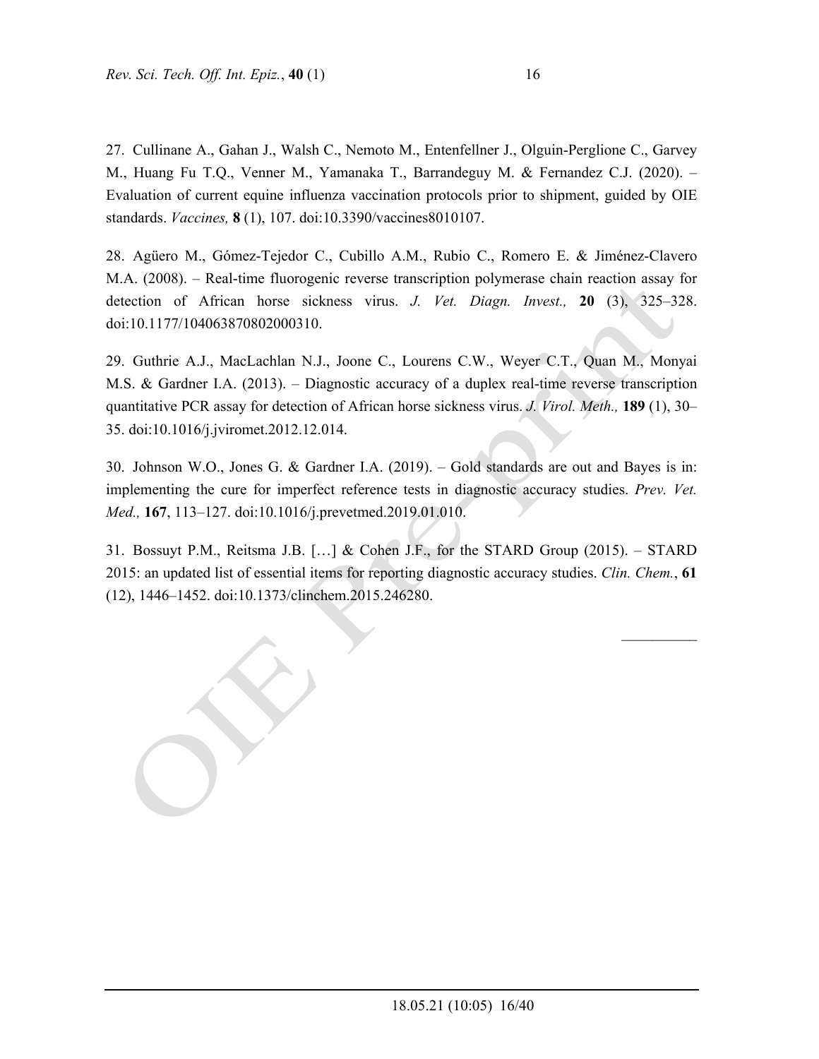27. Cullinane A., Gahan J., Walsh C., Nemoto M., Entenfellner J., Olguin-Perglione C., Garvey M., Huang Fu T.Q., Venner M., Yamanaka T., Barrandeguy M. & Fernandez C.J. (2020). – Evaluation of current equine influenza vaccination protocols prior to shipment, guided by OIE standards. *Vaccines,* **8** (1), 107. doi:10.3390/vaccines8010107.

28. Agüero M., Gómez-Tejedor C., Cubillo A.M., Rubio C., Romero E. & Jiménez-Clavero M.A. (2008). – Real-time fluorogenic reverse transcription polymerase chain reaction assay for detection of African horse sickness virus. *J. Vet. Diagn. Invest.,* **20** (3), 325–328. doi:10.1177/104063870802000310.

29. Guthrie A.J., MacLachlan N.J., Joone C., Lourens C.W., Weyer C.T., Quan M., Monyai M.S. & Gardner I.A. (2013). – Diagnostic accuracy of a duplex real-time reverse transcription quantitative PCR assay for detection of African horse sickness virus. *J. Virol. Meth.,* **189** (1), 30–35. doi:10.1016/j.jviromet.2012.12.014.

30. Johnson W.O., Jones G. & Gardner I.A. (2019). – Gold standards are out and Bayes is in: implementing the cure for imperfect reference tests in diagnostic accuracy studies. *Prev. Vet. Med.,* **167**, 113–127. doi:10.1016/j.prevetmed.2019.01.010.

31. Bossuyt P.M., Reitsma J.B. […] & Cohen J.F., for the STARD Group (2015). – STARD 2015: an updated list of essential items for reporting diagnostic accuracy studies. *Clin. Chem.*, **61** (12), 1446–1452. doi:10.1373/clinchem.2015.246280.

__________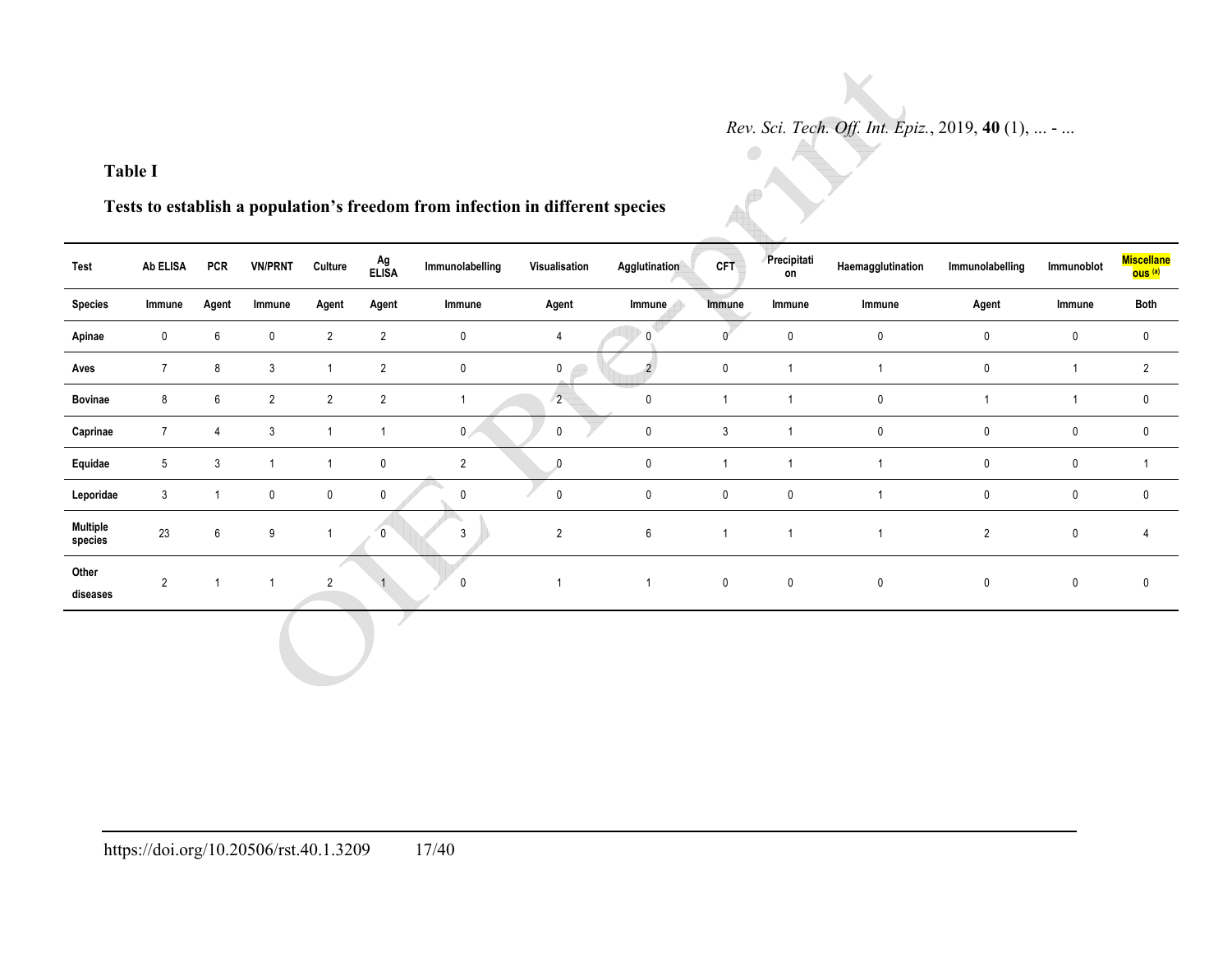**Table I**

**Tests to establish a population's freedom from infection in different species**

| Test | Ab ELISA | PCR | VN/PRNT | Culture | Ag ELISA | Immunolabelling | Visualisation | Agglutination | CFT | Precipitation | Haemagglutination | Immunolabelling | Immunoblot | Miscellaneous [(a)] |
|---|---|---|---|---|---|---|---|---|---|---|---|---|---|---|
| **Species** | **Immune** | **Agent** | **Immune** | **Agent** | **Agent** | **Immune** | **Agent** | **Immune** | **Immune** | **Immune** | **Immune** | **Agent** | **Immune** | **Both** |
| **Apinae** | 0 | 6 | 0 | 2 | 2 | 0 | 4 | 0 | 0 | 0 | 0 | 0 | 0 | 0 |
| **Aves** | 7 | 8 | 3 | 1 | 2 | 0 | 0 | 2 | 0 | 1 | 1 | 0 | 1 | 2 |
| **Bovinae** | 8 | 6 | 2 | 2 | 2 | 1 | 2 | 0 | 1 | 1 | 0 | 1 | 1 | 0 |
| **Caprinae** | 7 | 4 | 3 | 1 | 1 | 0 | 0 | 0 | 3 | 1 | 0 | 0 | 0 | 0 |
| **Equidae** | 5 | 3 | 1 | 1 | 0 | 2 | 0 | 0 | 1 | 1 | 1 | 0 | 0 | 1 |
| **Leporidae** | 3 | 1 | 0 | 0 | 0 | 0 | 0 | 0 | 0 | 0 | 1 | 0 | 0 | 0 |
| **Multiple species** | 23 | 6 | 9 | 1 | 0 | 3 | 2 | 6 | 1 | 1 | 1 | 2 | 0 | 4 |
| **Other diseases** | 2 | 1 | 1 | 2 | 1 | 0 | 1 | 1 | 0 | 0 | 0 | 0 | 0 | 0 |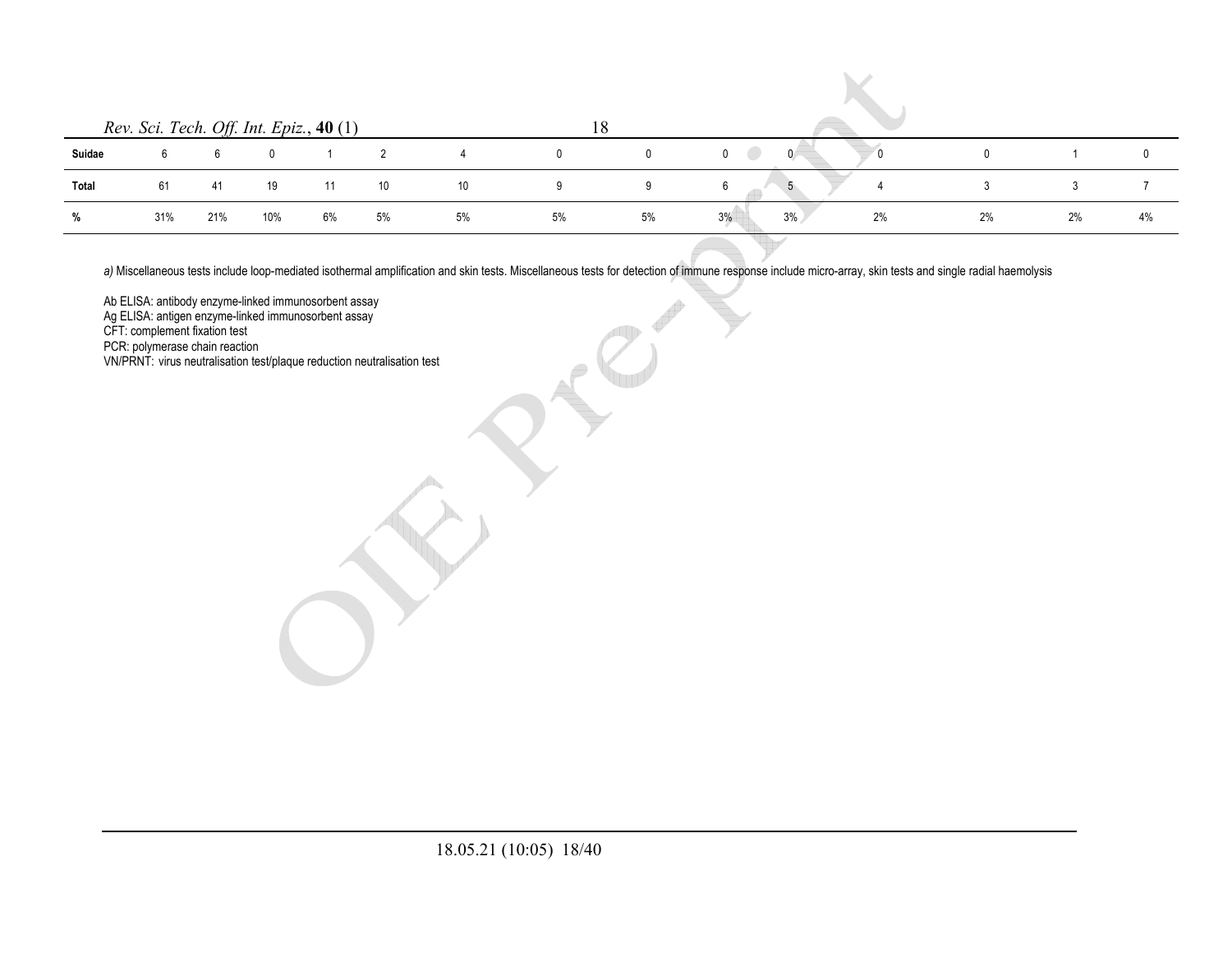| Suidae | 6 | 6 | 0 | 1 | 2 | 4 | 0 | 0 | 0 | 0 | 0 | 0 | 1 | 0 |
|---|---|---|---|---|---|---|---|---|---|---|---|---|---|---|
| **Total** | 61 | 41 | 19 | 11 | 10 | 10 | 9 | 9 | 6 | 5 | 4 | 3 | 3 | 7 |
| **%** | 31% | 21% | 10% | 6% | 5% | 5% | 5% | 5% | 3% | 3% | 2% | 2% | 2% | 4% |

*a)* Miscellaneous tests include loop-mediated isothermal amplification and skin tests. Miscellaneous tests for detection of immune response include micro-array, skin tests and single radial haemolysis

Ab ELISA: antibody enzyme-linked immunosorbent assay
Ag ELISA: antigen enzyme-linked immunosorbent assay
CFT: complement fixation test
PCR: polymerase chain reaction
VN/PRNT: virus neutralisation test/plaque reduction neutralisation test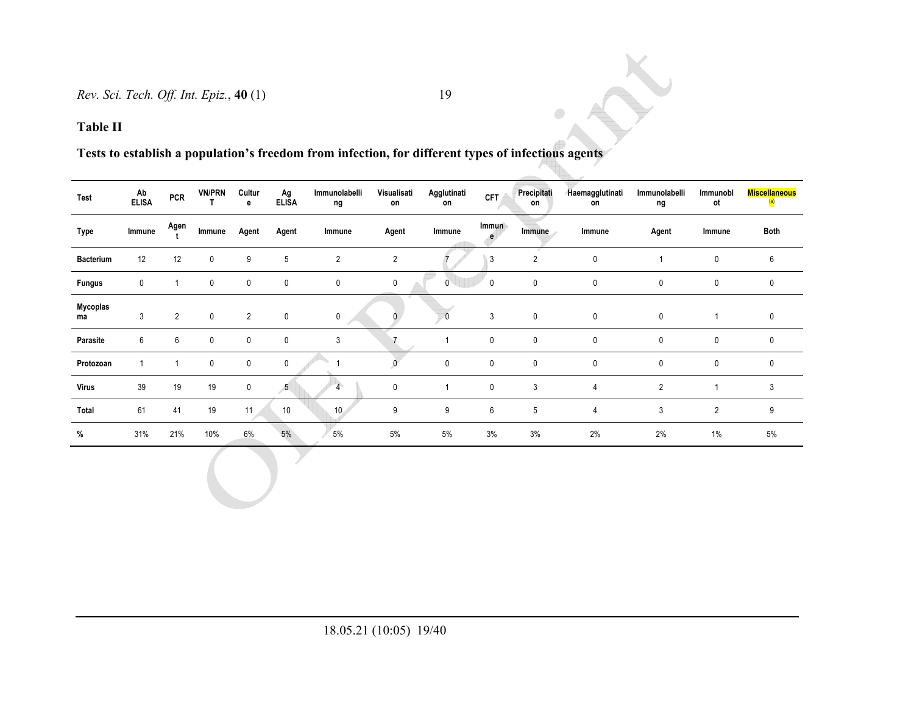**Table II**

**Tests to establish a population's freedom from infection, for different types of infectious agents**

| Test | Ab ELISA | PCR | VN/PRNT | Culture | Ag ELISA | Immunolabelling | Visualisation | Agglutination | CFT | Precipitation | Haemagglutination | Immunolabelling | Immunoblot | Miscellaneous [a] |
|---|---|---|---|---|---|---|---|---|---|---|---|---|---|---|
| **Type** | Immune | Agent | Immune | Agent | Agent | Immune | Agent | Immune | Immune | Immune | Immune | Agent | Immune | Both |
| **Bacterium** | 12 | 12 | 0 | 9 | 5 | 2 | 2 | 7 | 3 | 2 | 0 | 1 | 0 | 6 |
| **Fungus** | 0 | 1 | 0 | 0 | 0 | 0 | 0 | 0 | 0 | 0 | 0 | 0 | 0 | 0 |
| **Mycoplasma** | 3 | 2 | 0 | 2 | 0 | 0 | 0 | 0 | 3 | 0 | 0 | 0 | 1 | 0 |
| **Parasite** | 6 | 6 | 0 | 0 | 0 | 3 | 7 | 1 | 0 | 0 | 0 | 0 | 0 | 0 |
| **Protozoan** | 1 | 1 | 0 | 0 | 0 | 1 | 0 | 0 | 0 | 0 | 0 | 0 | 0 | 0 |
| **Virus** | 39 | 19 | 19 | 0 | 5 | 4 | 0 | 1 | 0 | 3 | 4 | 2 | 1 | 3 |
| **Total** | 61 | 41 | 19 | 11 | 10 | 10 | 9 | 9 | 6 | 5 | 4 | 3 | 2 | 9 |
| **%** | 31% | 21% | 10% | 6% | 5% | 5% | 5% | 5% | 3% | 3% | 2% | 2% | 1% | 5% |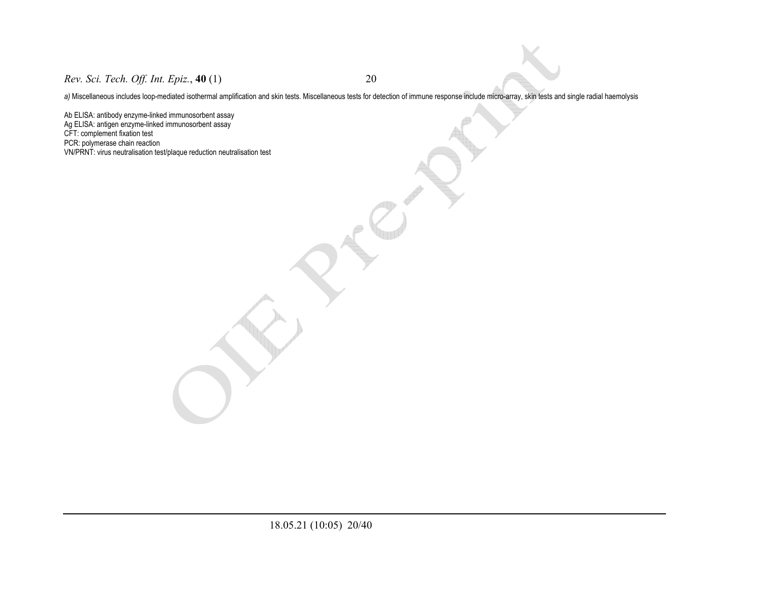*a)* Miscellaneous includes loop-mediated isothermal amplification and skin tests. Miscellaneous tests for detection of immune response include micro-array, skin tests and single radial haemolysis

Ab ELISA: antibody enzyme-linked immunosorbent assay
Ag ELISA: antigen enzyme-linked immunosorbent assay
CFT: complement fixation test
PCR: polymerase chain reaction
VN/PRNT: virus neutralisation test/plaque reduction neutralisation test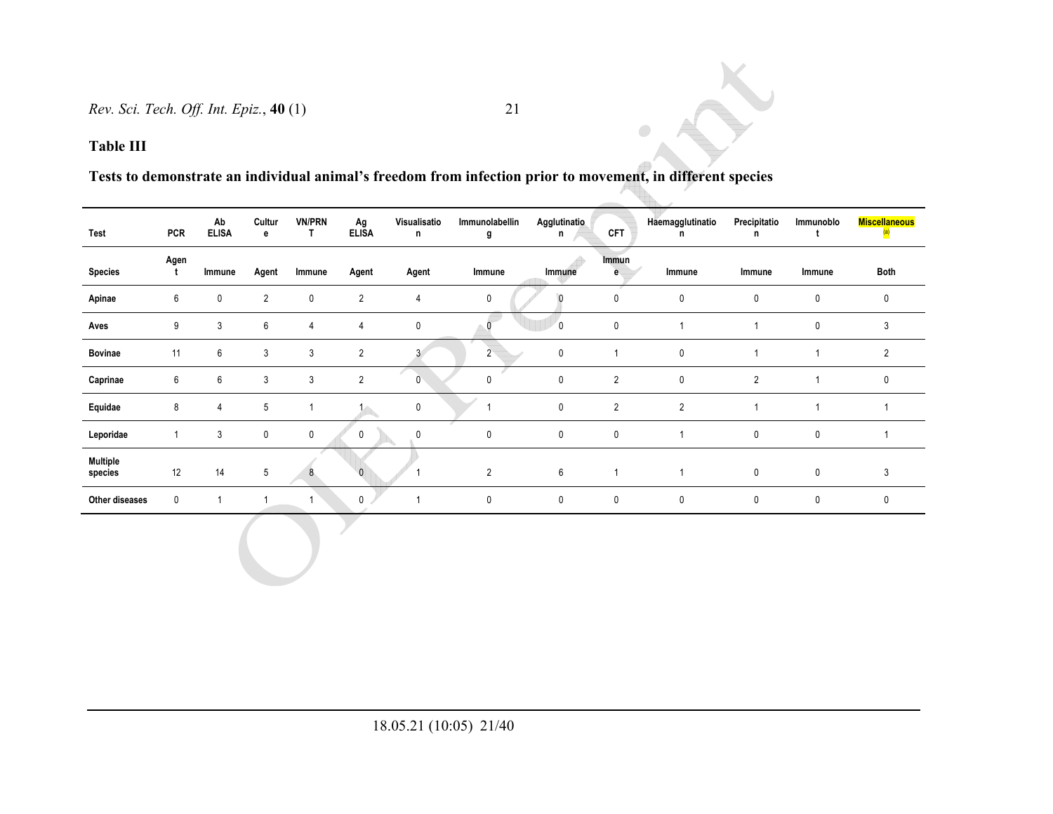**Table III**

**Tests to demonstrate an individual animal's freedom from infection prior to movement, in different species**

| Test | PCR | Ab ELISA | Culture | VN/PRNT | Ag ELISA | Visualisation | Immunolabelling | Agglutination | CFT | Haemagglutination | Precipitation | Immunoblot | Miscellaneous [(a)] |
|---|---|---|---|---|---|---|---|---|---|---|---|---|---|
| **Species** | **Agent** | **Immune** | **Agent** | **Immune** | **Agent** | **Agent** | **Immune** | **Immune** | **Immune** | **Immune** | **Immune** | **Immune** | **Both** |
| **Apinae** | 6 | 0 | 2 | 0 | 2 | 4 | 0 | 0 | 0 | 0 | 0 | 0 | 0 |
| **Aves** | 9 | 3 | 6 | 4 | 4 | 0 | 0 | 0 | 0 | 1 | 1 | 0 | 3 |
| **Bovinae** | 11 | 6 | 3 | 3 | 2 | 3 | 2 | 0 | 1 | 0 | 1 | 1 | 2 |
| **Caprinae** | 6 | 6 | 3 | 3 | 2 | 0 | 0 | 0 | 2 | 0 | 2 | 1 | 0 |
| **Equidae** | 8 | 4 | 5 | 1 | 1 | 0 | 1 | 0 | 2 | 2 | 1 | 1 | 1 |
| **Leporidae** | 1 | 3 | 0 | 0 | 0 | 0 | 0 | 0 | 0 | 1 | 0 | 0 | 1 |
| **Multiple species** | 12 | 14 | 5 | 8 | 0 | 1 | 2 | 6 | 1 | 1 | 0 | 0 | 3 |
| **Other diseases** | 0 | 1 | 1 | 1 | 0 | 1 | 0 | 0 | 0 | 0 | 0 | 0 | 0 |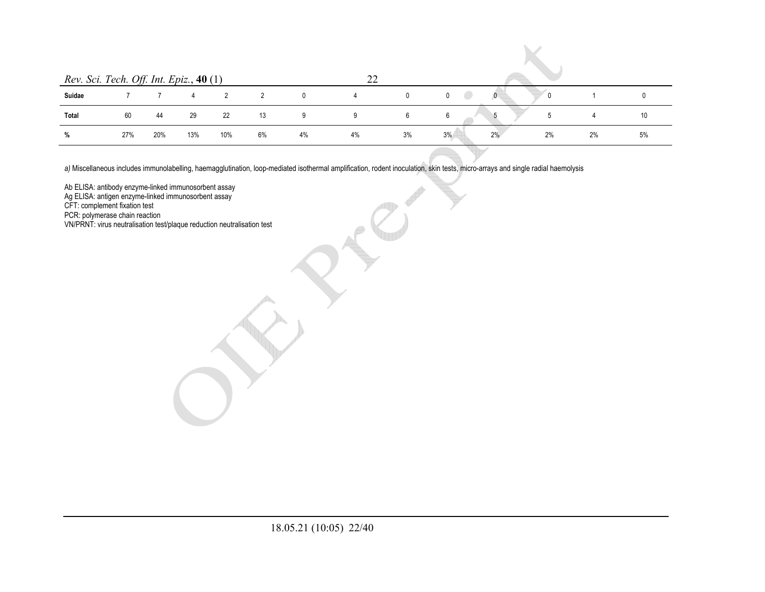| | | | | | | | | | | | | | |
|---|---|---|---|---|---|---|---|---|---|---|---|---|---|
| **Suidae** | 7 | 7 | 4 | 2 | 2 | 0 | 4 | 0 | 0 | 0 | 0 | 1 | 0 |
| **Total** | 60 | 44 | 29 | 22 | 13 | 9 | 9 | 6 | 6 | 5 | 5 | 4 | 10 |
| **%** | 27% | 20% | 13% | 10% | 6% | 4% | 4% | 3% | 3% | 2% | 2% | 2% | 5% |

*a)* Miscellaneous includes immunolabelling, haemagglutination, loop-mediated isothermal amplification, rodent inoculation, skin tests, micro-arrays and single radial haemolysis

Ab ELISA: antibody enzyme-linked immunosorbent assay
Ag ELISA: antigen enzyme-linked immunosorbent assay
CFT: complement fixation test
PCR: polymerase chain reaction
VN/PRNT: virus neutralisation test/plaque reduction neutralisation test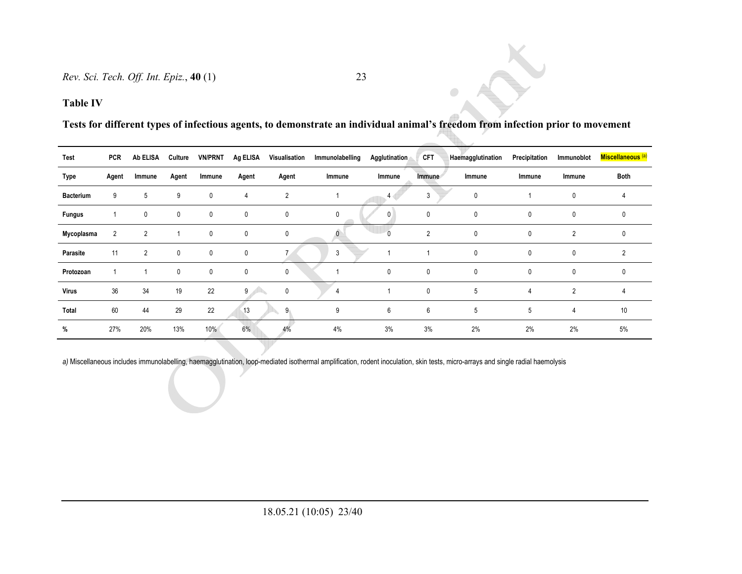**Table IV**

**Tests for different types of infectious agents, to demonstrate an individual animal's freedom from infection prior to movement**

| Test | PCR | Ab ELISA | Culture | VN/PRNT | Ag ELISA | Visualisation | Immunolabelling | Agglutination | CFT | Haemagglutination | Precipitation | Immunoblot | Miscellaneous [a] |
|---|---|---|---|---|---|---|---|---|---|---|---|---|---|
| **Type** | Agent | Immune | Agent | Immune | Agent | Agent | Immune | Immune | Immune | Immune | Immune | Immune | Both |
| **Bacterium** | 9 | 5 | 9 | 0 | 4 | 2 | 1 | 4 | 3 | 0 | 1 | 0 | 4 |
| **Fungus** | 1 | 0 | 0 | 0 | 0 | 0 | 0 | 0 | 0 | 0 | 0 | 0 | 0 |
| **Mycoplasma** | 2 | 2 | 1 | 0 | 0 | 0 | 0 | 0 | 2 | 0 | 0 | 2 | 0 |
| **Parasite** | 11 | 2 | 0 | 0 | 0 | 7 | 3 | 1 | 1 | 0 | 0 | 0 | 2 |
| **Protozoan** | 1 | 1 | 0 | 0 | 0 | 0 | 1 | 0 | 0 | 0 | 0 | 0 | 0 |
| **Virus** | 36 | 34 | 19 | 22 | 9 | 0 | 4 | 1 | 0 | 5 | 4 | 2 | 4 |
| **Total** | 60 | 44 | 29 | 22 | 13 | 9 | 9 | 6 | 6 | 5 | 5 | 4 | 10 |
| **%** | 27% | 20% | 13% | 10% | 6% | 4% | 4% | 3% | 3% | 2% | 2% | 2% | 5% |

*a)* Miscellaneous includes immunolabelling, haemagglutination, loop-mediated isothermal amplification, rodent inoculation, skin tests, micro-arrays and single radial haemolysis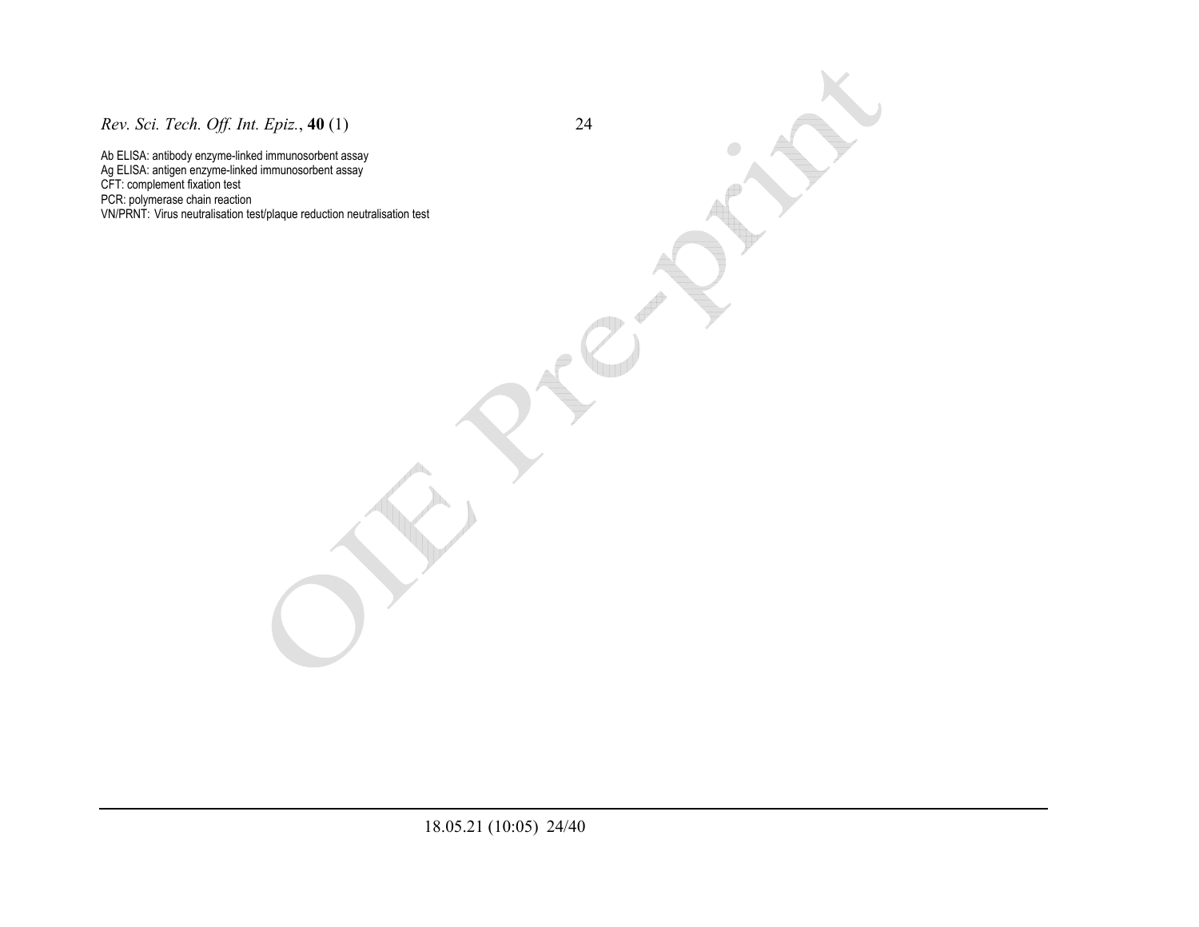Ab ELISA: antibody enzyme-linked immunosorbent assay
Ag ELISA: antigen enzyme-linked immunosorbent assay
CFT: complement fixation test
PCR: polymerase chain reaction
VN/PRNT: Virus neutralisation test/plaque reduction neutralisation test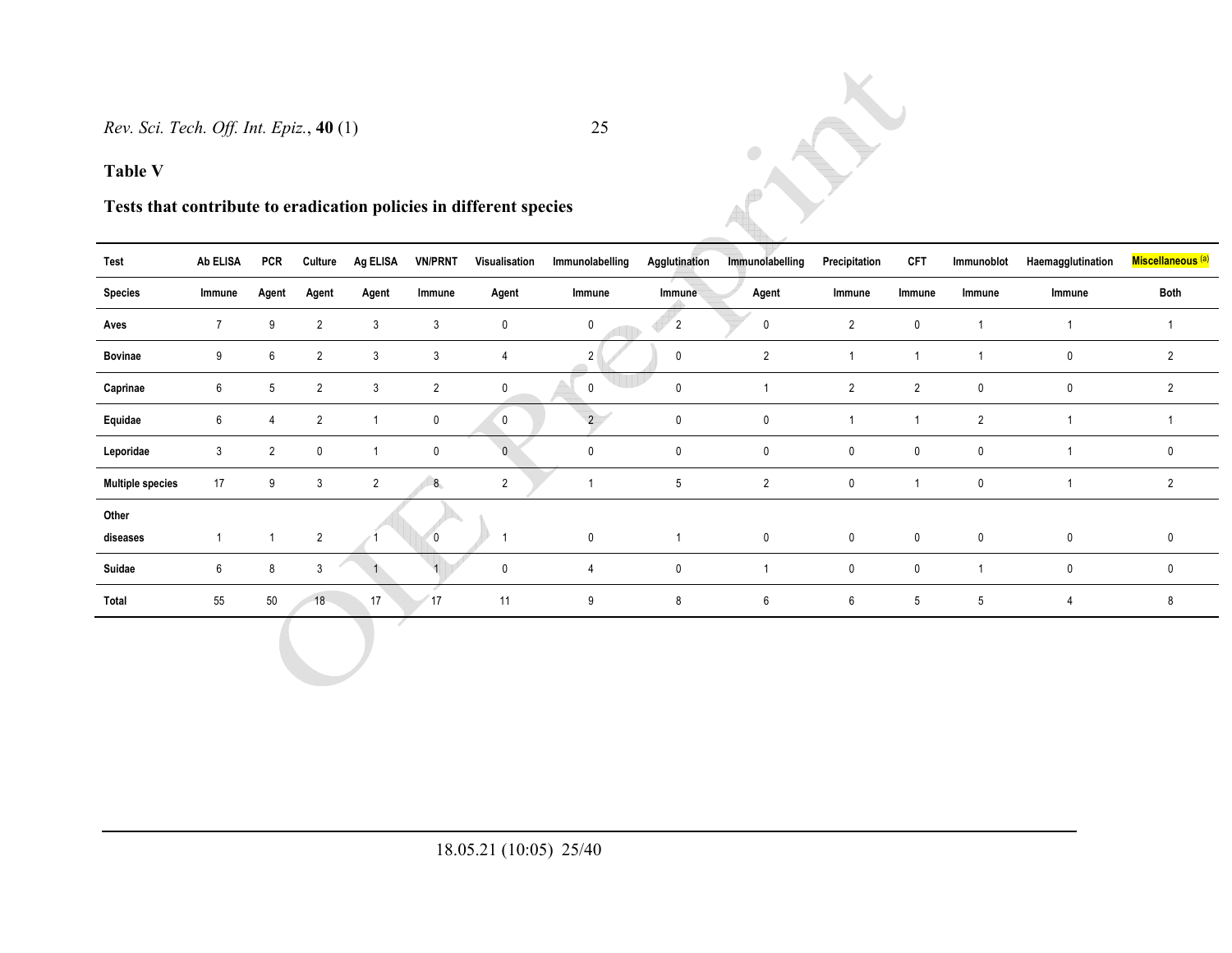**Table V**

**Tests that contribute to eradication policies in different species**

| Test | Ab ELISA | PCR | Culture | Ag ELISA | VN/PRNT | Visualisation | Immunolabelling | Agglutination | Immunolabelling | Precipitation | CFT | Immunoblot | Haemagglutination | Miscellaneous [(a)] |
|---|---|---|---|---|---|---|---|---|---|---|---|---|---|---|
| **Species** | **Immune** | **Agent** | **Agent** | **Agent** | **Immune** | **Agent** | **Immune** | **Immune** | **Agent** | **Immune** | **Immune** | **Immune** | **Immune** | **Both** |
| **Aves** | 7 | 9 | 2 | 3 | 3 | 0 | 0 | 2 | 0 | 2 | 0 | 1 | 1 | 1 |
| **Bovinae** | 9 | 6 | 2 | 3 | 3 | 4 | 2 | 0 | 2 | 1 | 1 | 1 | 0 | 2 |
| **Caprinae** | 6 | 5 | 2 | 3 | 2 | 0 | 0 | 0 | 1 | 2 | 2 | 0 | 0 | 2 |
| **Equidae** | 6 | 4 | 2 | 1 | 0 | 0 | 2 | 0 | 0 | 1 | 1 | 2 | 1 | 1 |
| **Leporidae** | 3 | 2 | 0 | 1 | 0 | 0 | 0 | 0 | 0 | 0 | 0 | 0 | 1 | 0 |
| **Multiple species** | 17 | 9 | 3 | 2 | 8 | 2 | 1 | 5 | 2 | 0 | 1 | 0 | 1 | 2 |
| **Other diseases** | 1 | 1 | 2 | 1 | 0 | 1 | 0 | 1 | 0 | 0 | 0 | 0 | 0 | 0 |
| **Suidae** | 6 | 8 | 3 | 1 | 1 | 0 | 4 | 0 | 1 | 0 | 0 | 1 | 0 | 0 |
| **Total** | 55 | 50 | 18 | 17 | 17 | 11 | 9 | 8 | 6 | 6 | 5 | 5 | 4 | 8 |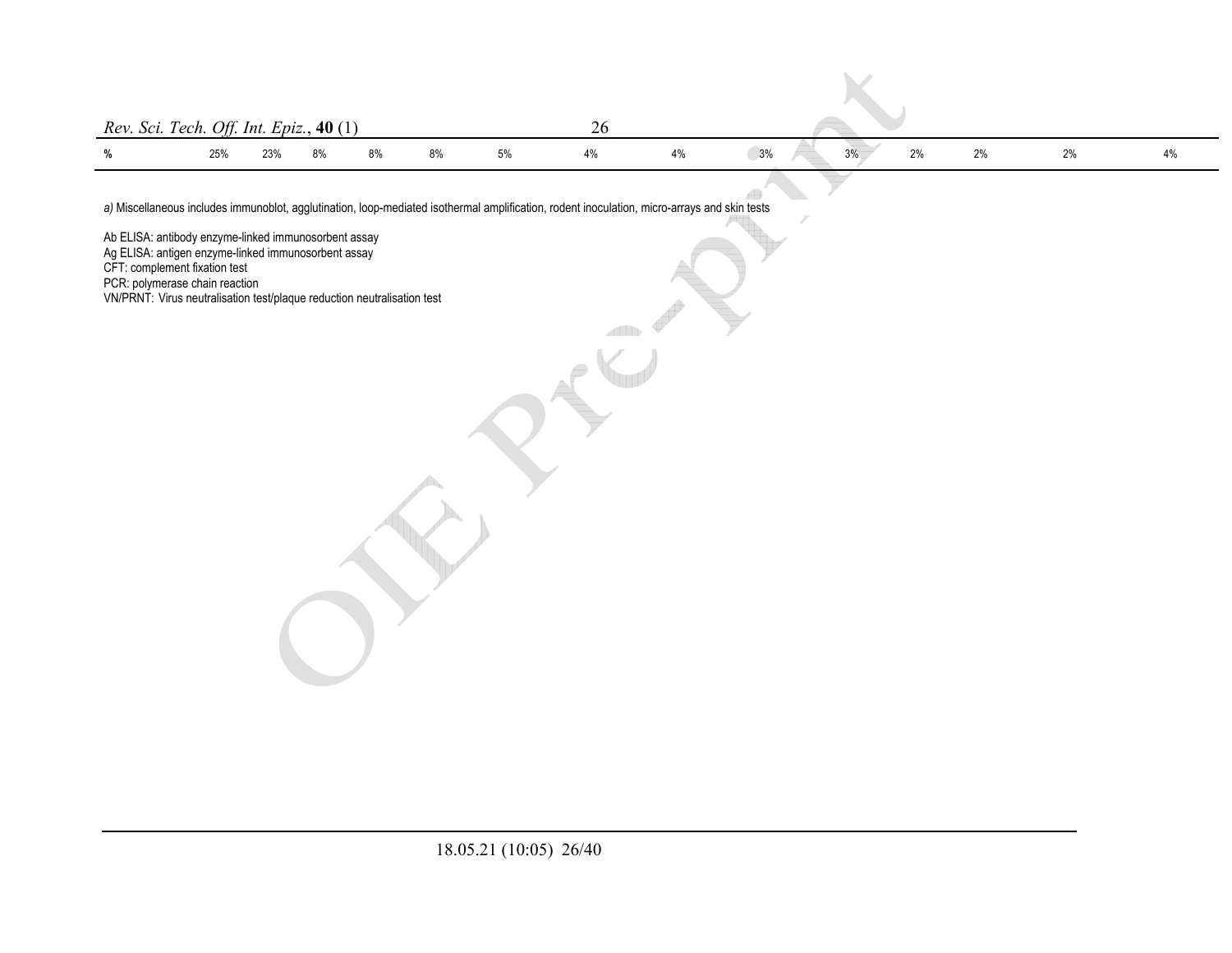| % | 25% | 23% | 8% | 8% | 8% | 5% | 4% | 4% | 3% | 3% | 2% | 2% | 2% | 4% |
|---|---|---|---|---|---|---|---|---|---|---|---|---|---|---|

*a)* Miscellaneous includes immunoblot, agglutination, loop-mediated isothermal amplification, rodent inoculation, micro-arrays and skin tests

Ab ELISA: antibody enzyme-linked immunosorbent assay
Ag ELISA: antigen enzyme-linked immunosorbent assay
CFT: complement fixation test
PCR: polymerase chain reaction
VN/PRNT: Virus neutralisation test/plaque reduction neutralisation test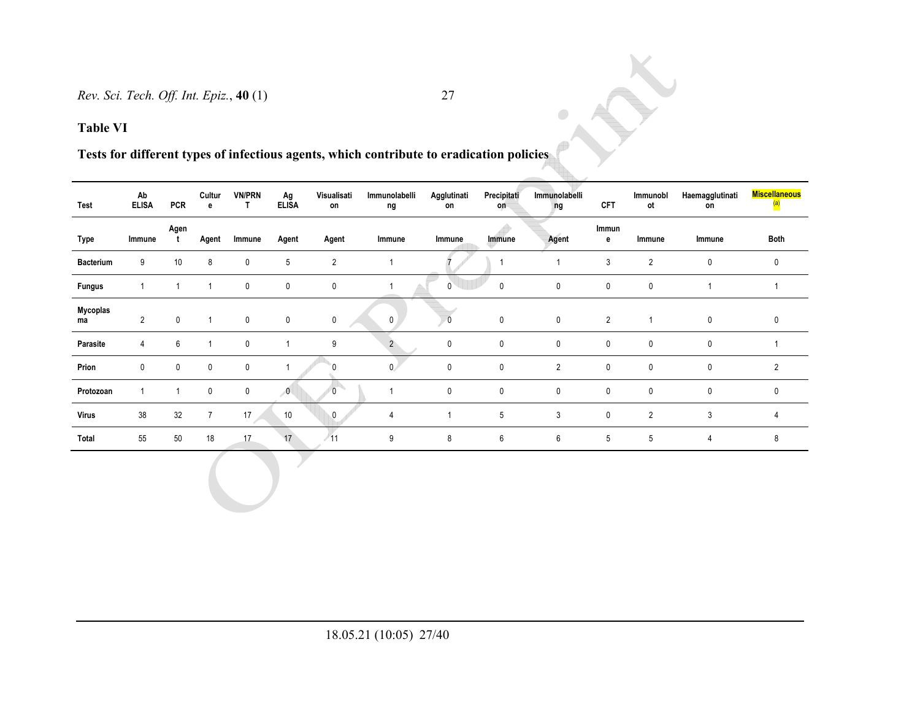**Table VI**

**Tests for different types of infectious agents, which contribute to eradication policies**

| Test | Ab ELISA | PCR | Culture | VN/PRNT | Ag ELISA | Visualisation | Immunolabelling | Agglutination | Precipitation | Immunolabelling | CFT | Immunoblot | Haemagglutination | Miscellaneous [(a)] |
|---|---|---|---|---|---|---|---|---|---|---|---|---|---|---|
| Type | Immune | Agent | Agent | Immune | Agent | Agent | Immune | Immune | Immune | Agent | Immune | Immune | Immune | Both |
| Bacterium | 9 | 10 | 8 | 0 | 5 | 2 | 1 | 7 | 1 | 1 | 3 | 2 | 0 | 0 |
| Fungus | 1 | 1 | 1 | 0 | 0 | 0 | 1 | 0 | 0 | 0 | 0 | 0 | 1 | 1 |
| Mycoplasma | 2 | 0 | 1 | 0 | 0 | 0 | 0 | 0 | 0 | 0 | 2 | 1 | 0 | 0 |
| Parasite | 4 | 6 | 1 | 0 | 1 | 9 | 2 | 0 | 0 | 0 | 0 | 0 | 0 | 1 |
| Prion | 0 | 0 | 0 | 0 | 1 | 0 | 0 | 0 | 0 | 2 | 0 | 0 | 0 | 2 |
| Protozoan | 1 | 1 | 0 | 0 | 0 | 0 | 1 | 0 | 0 | 0 | 0 | 0 | 0 | 0 |
| Virus | 38 | 32 | 7 | 17 | 10 | 0 | 4 | 1 | 5 | 3 | 0 | 2 | 3 | 4 |
| Total | 55 | 50 | 18 | 17 | 17 | 11 | 9 | 8 | 6 | 6 | 5 | 5 | 4 | 8 |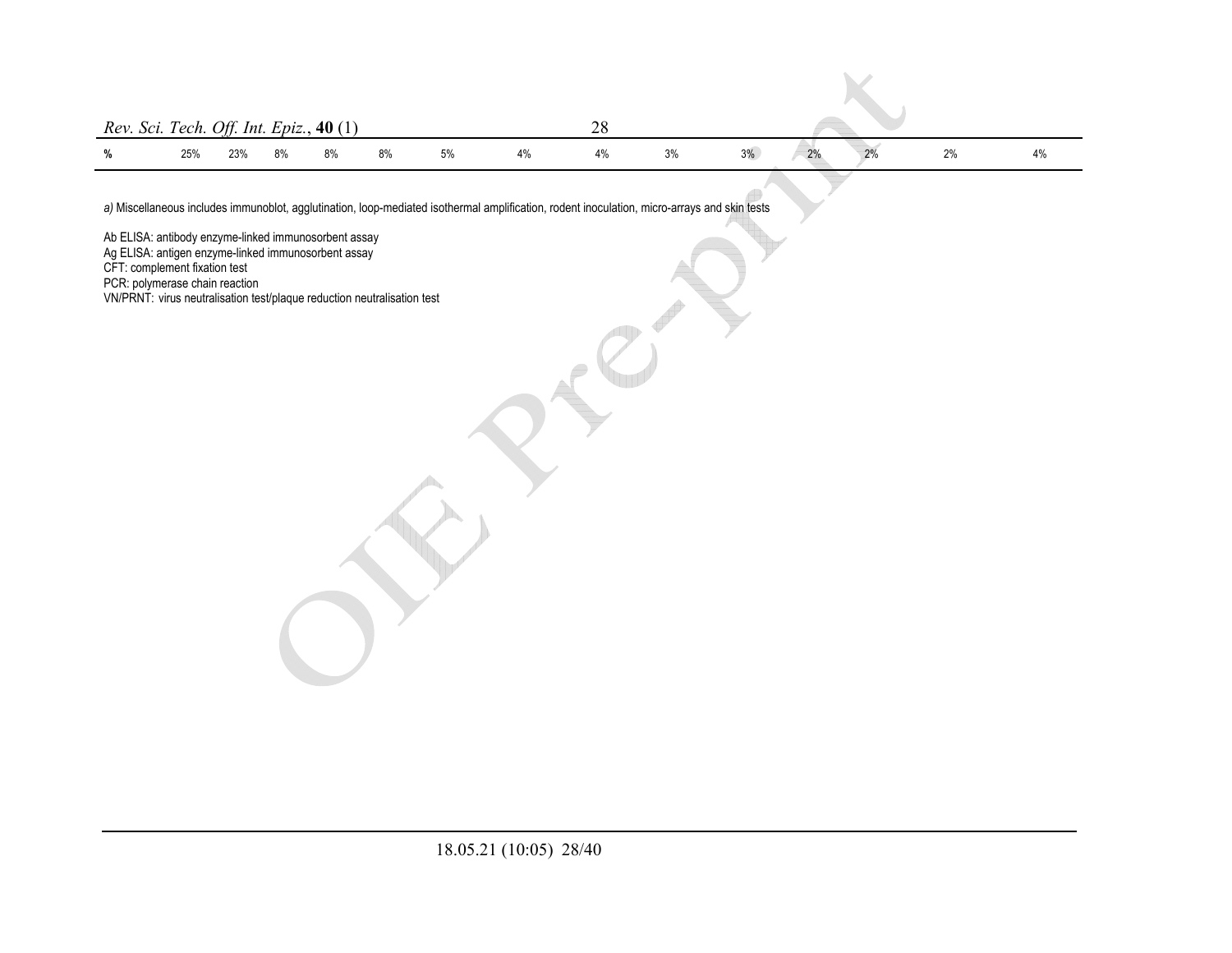| % | 25% | 23% | 8% | 8% | 8% | 5% | 4% | 4% | 3% | 3% | 2% | 2% | 2% | 4% |
|---|---|---|---|---|---|---|---|---|---|---|---|---|---|---|

*a)* Miscellaneous includes immunoblot, agglutination, loop-mediated isothermal amplification, rodent inoculation, micro-arrays and skin tests

Ab ELISA: antibody enzyme-linked immunosorbent assay
Ag ELISA: antigen enzyme-linked immunosorbent assay
CFT: complement fixation test
PCR: polymerase chain reaction
VN/PRNT: virus neutralisation test/plaque reduction neutralisation test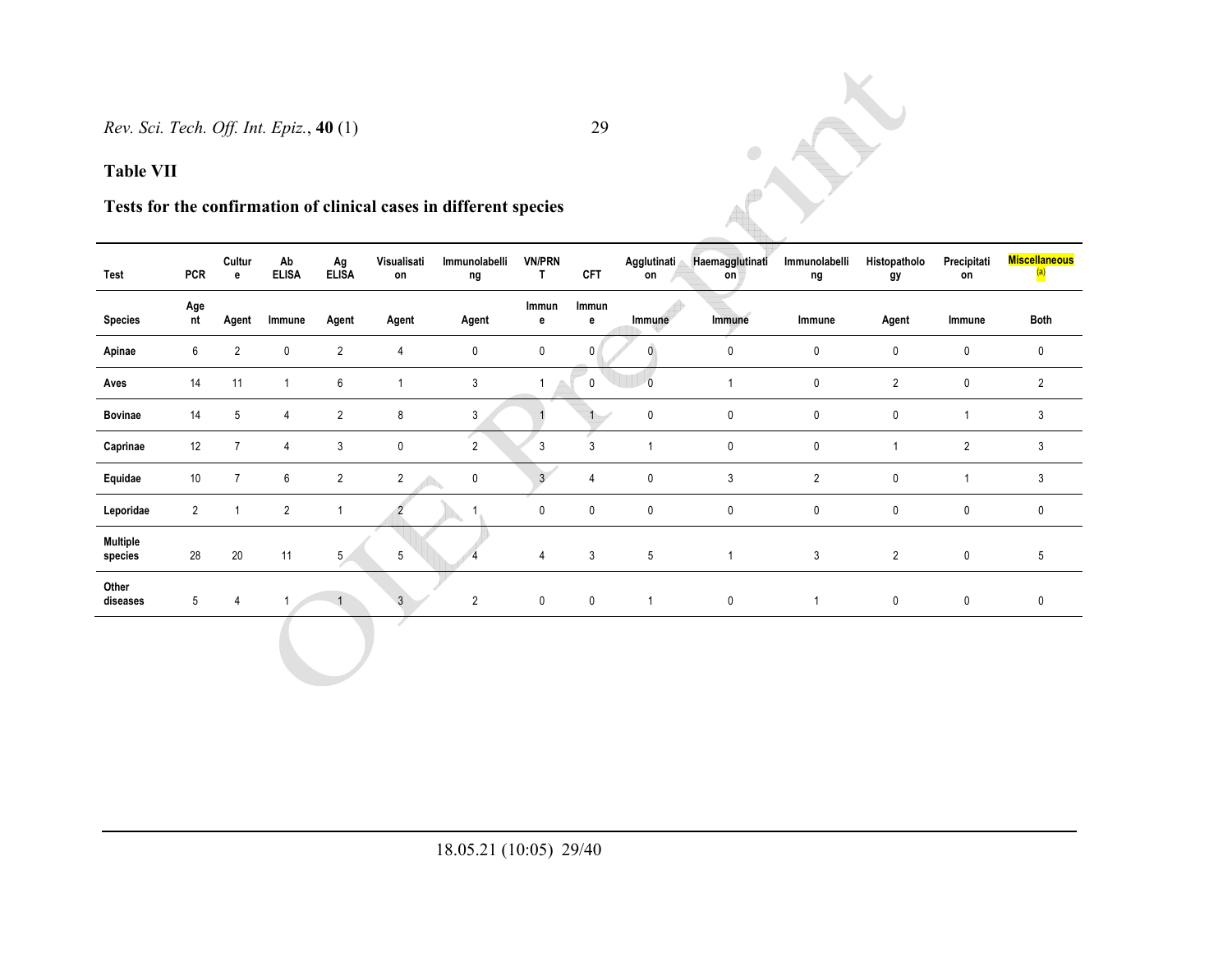**Table VII**

**Tests for the confirmation of clinical cases in different species**

| Test | PCR | Culture | Ab ELISA | Ag ELISA | Visualisation | Immunolabelling | VN/PRNT | CFT | Agglutination | Haemagglutination | Immunolabelling | Histopathology | Precipitation | Miscellaneous [(a)] |
|---|---|---|---|---|---|---|---|---|---|---|---|---|---|---|
| **Species** | **Agent** | **Agent** | **Immune** | **Agent** | **Agent** | **Agent** | **Immune** | **Immune** | **Immune** | **Immune** | **Immune** | **Agent** | **Immune** | **Both** |
| **Apinae** | 6 | 2 | 0 | 2 | 4 | 0 | 0 | 0 | 0 | 0 | 0 | 0 | 0 | 0 |
| **Aves** | 14 | 11 | 1 | 6 | 1 | 3 | 1 | 0 | 0 | 1 | 0 | 2 | 0 | 2 |
| **Bovinae** | 14 | 5 | 4 | 2 | 8 | 3 | 1 | 1 | 0 | 0 | 0 | 0 | 1 | 3 |
| **Caprinae** | 12 | 7 | 4 | 3 | 0 | 2 | 3 | 3 | 1 | 0 | 0 | 1 | 2 | 3 |
| **Equidae** | 10 | 7 | 6 | 2 | 2 | 0 | 3 | 4 | 0 | 3 | 2 | 0 | 1 | 3 |
| **Leporidae** | 2 | 1 | 2 | 1 | 2 | 1 | 0 | 0 | 0 | 0 | 0 | 0 | 0 | 0 |
| **Multiple species** | 28 | 20 | 11 | 5 | 5 | 4 | 4 | 3 | 5 | 1 | 3 | 2 | 0 | 5 |
| **Other diseases** | 5 | 4 | 1 | 1 | 3 | 2 | 0 | 0 | 1 | 0 | 1 | 0 | 0 | 0 |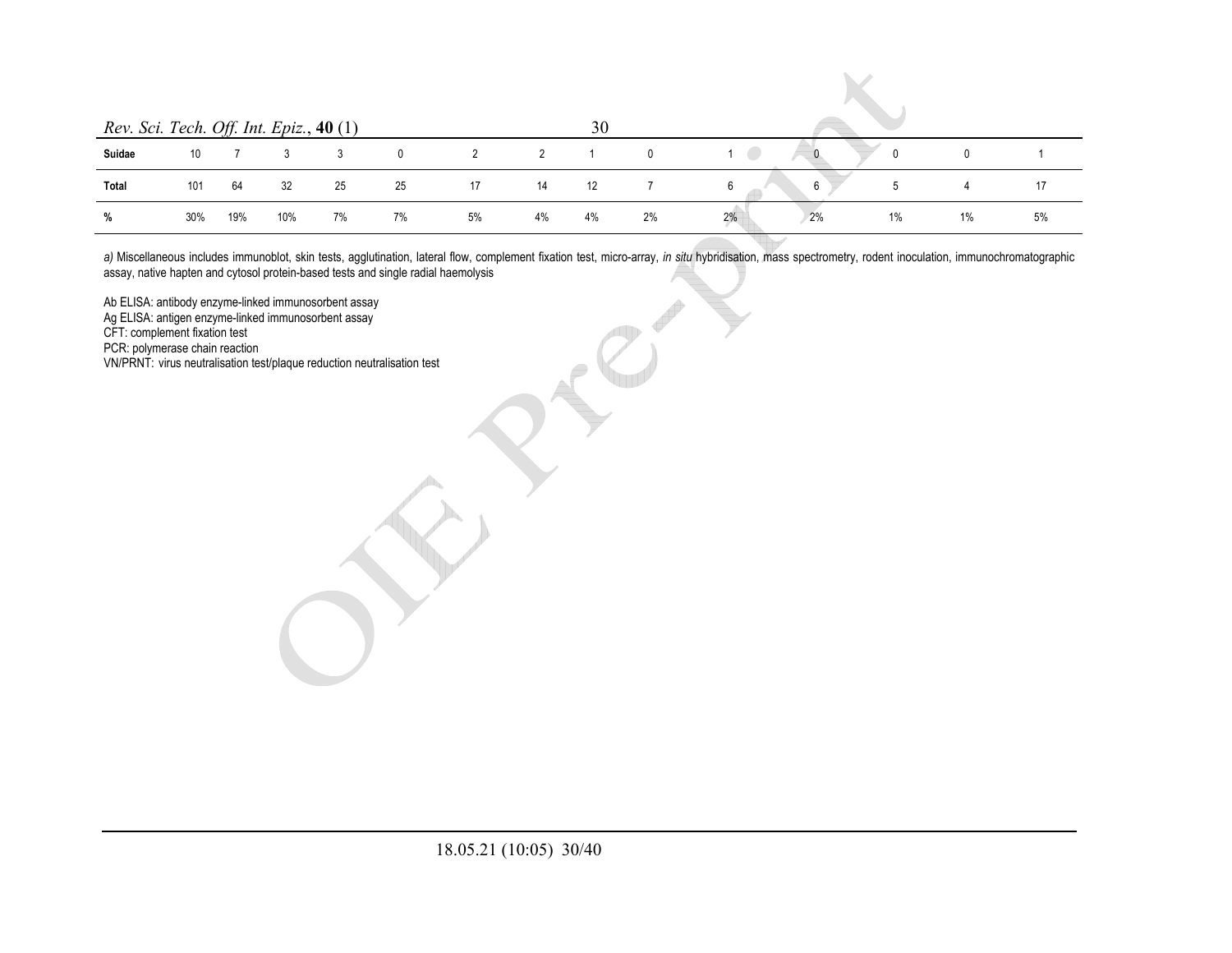| Suidae | 10 | 7 | 3 | 3 | 0 | 2 | 2 | 1 | 0 | 1 | 0 | 0 | 0 | 1 |
|---|---|---|---|---|---|---|---|---|---|---|---|---|---|---|
| **Total** | 101 | 64 | 32 | 25 | 25 | 17 | 14 | 12 | 7 | 6 | 6 | 5 | 4 | 17 |
| **%** | 30% | 19% | 10% | 7% | 7% | 5% | 4% | 4% | 2% | 2% | 2% | 1% | 1% | 5% |

*a)* Miscellaneous includes immunoblot, skin tests, agglutination, lateral flow, complement fixation test, micro-array, *in situ* hybridisation, mass spectrometry, rodent inoculation, immunochromatographic assay, native hapten and cytosol protein-based tests and single radial haemolysis

Ab ELISA: antibody enzyme-linked immunosorbent assay
Ag ELISA: antigen enzyme-linked immunosorbent assay
CFT: complement fixation test
PCR: polymerase chain reaction
VN/PRNT: virus neutralisation test/plaque reduction neutralisation test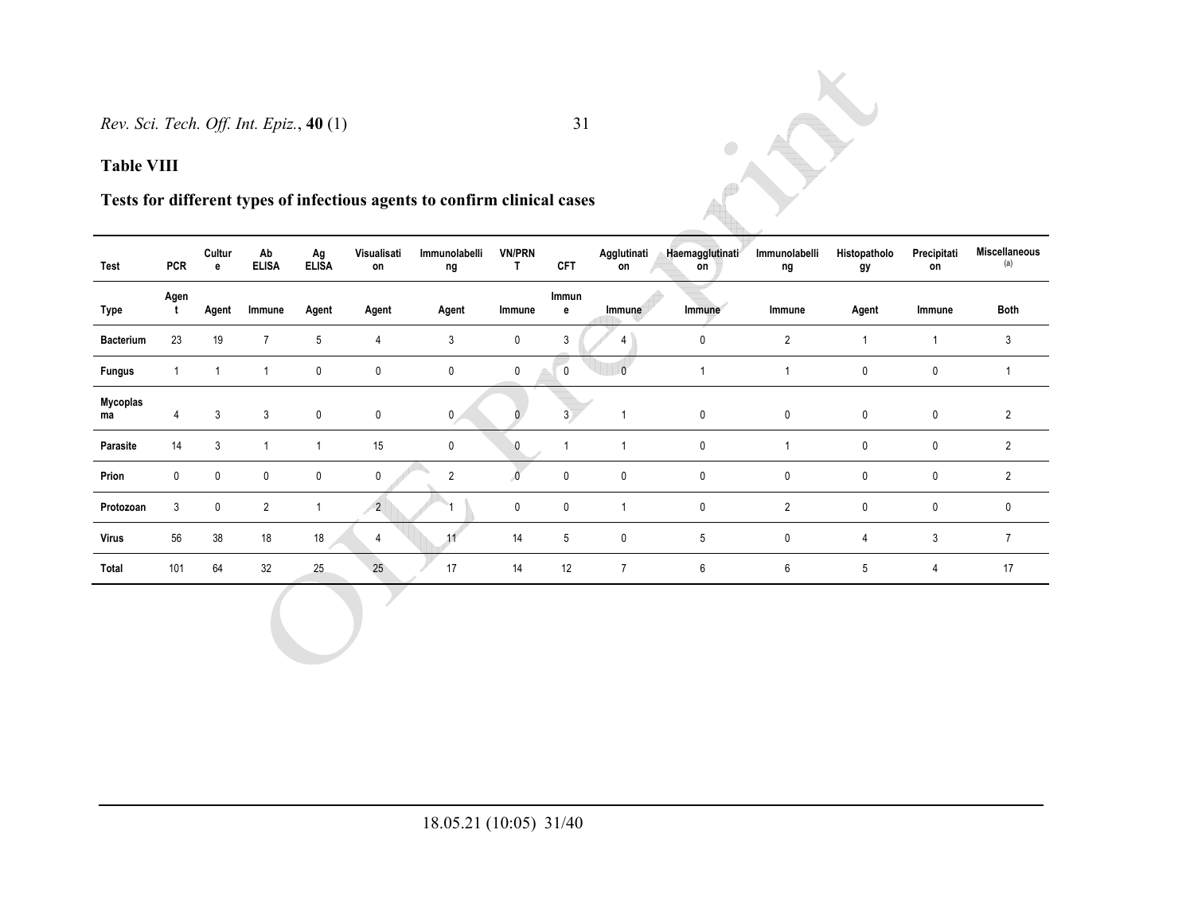**Table VIII**

**Tests for different types of infectious agents to confirm clinical cases**

| Test | PCR | Culture | Ab ELISA | Ag ELISA | Visualisation | Immunolabelling | VN/PRNT | CFT | Agglutination | Haemagglutination | Immunolabelling | Histopathology | Precipitation | Miscellaneous [(a)] |
|---|---|---|---|---|---|---|---|---|---|---|---|---|---|---|
| Type | Agent | Agent | Immune | Agent | Agent | Agent | Immune | Immune | Immune | Immune | Immune | Agent | Immune | Both |
| Bacterium | 23 | 19 | 7 | 5 | 4 | 3 | 0 | 3 | 4 | 0 | 2 | 1 | 1 | 3 |
| Fungus | 1 | 1 | 1 | 0 | 0 | 0 | 0 | 0 | 0 | 1 | 1 | 0 | 0 | 1 |
| Mycoplasma | 4 | 3 | 3 | 0 | 0 | 0 | 0 | 3 | 1 | 0 | 0 | 0 | 0 | 2 |
| Parasite | 14 | 3 | 1 | 1 | 15 | 0 | 0 | 1 | 1 | 0 | 1 | 0 | 0 | 2 |
| Prion | 0 | 0 | 0 | 0 | 0 | 2 | 0 | 0 | 0 | 0 | 0 | 0 | 0 | 2 |
| Protozoan | 3 | 0 | 2 | 1 | 2 | 1 | 0 | 0 | 1 | 0 | 2 | 0 | 0 | 0 |
| Virus | 56 | 38 | 18 | 18 | 4 | 11 | 14 | 5 | 0 | 5 | 0 | 4 | 3 | 7 |
| Total | 101 | 64 | 32 | 25 | 25 | 17 | 14 | 12 | 7 | 6 | 6 | 5 | 4 | 17 |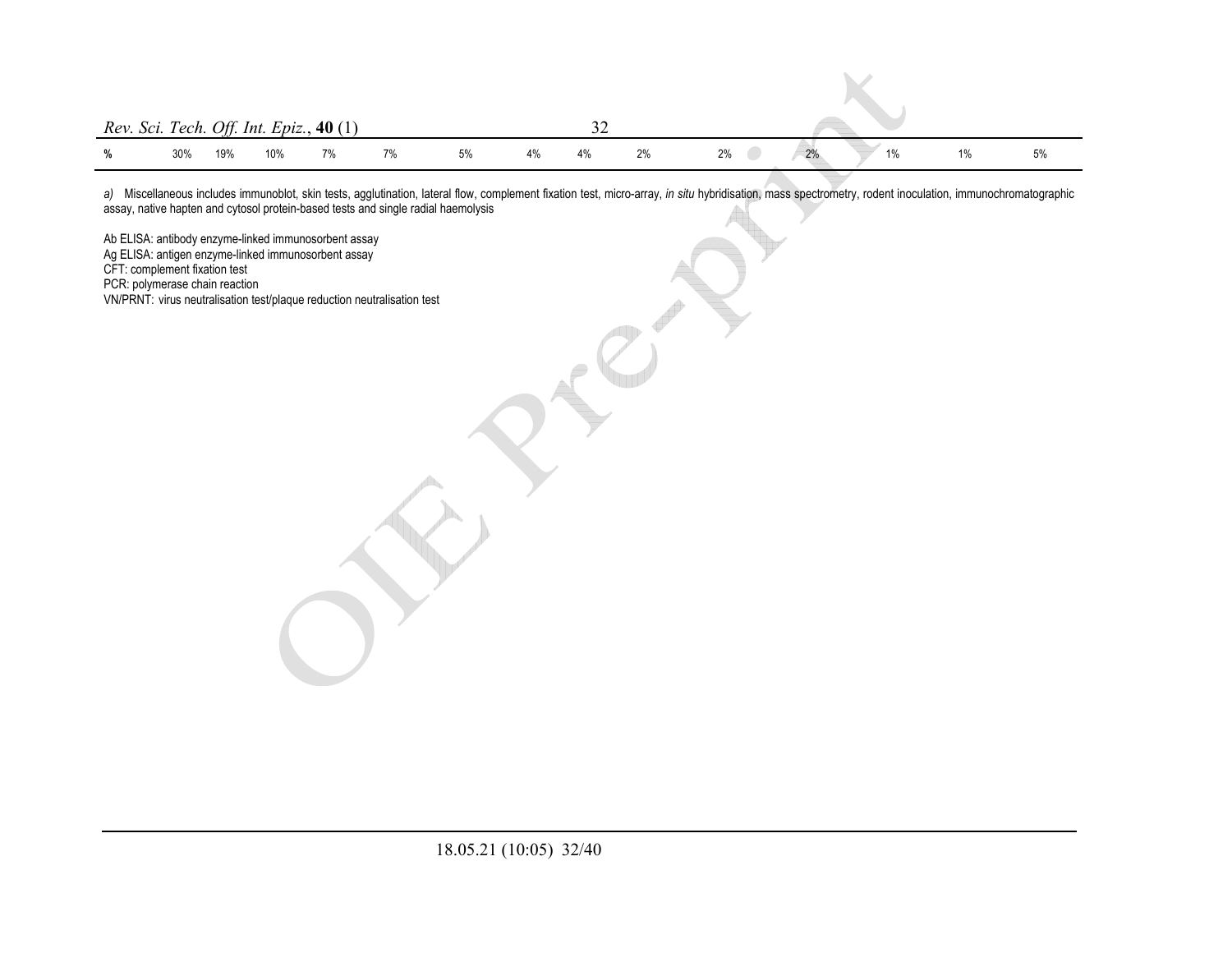| % | 30% | 19% | 10% | 7% | 7% | 5% | 4% | 4% | 2% | 2% | 2% | 1% | 1% | 5% |
|---|---|---|---|---|---|---|---|---|---|---|---|---|---|---|

*a)* Miscellaneous includes immunoblot, skin tests, agglutination, lateral flow, complement fixation test, micro-array, *in situ* hybridisation, mass spectrometry, rodent inoculation, immunochromatographic assay, native hapten and cytosol protein-based tests and single radial haemolysis

Ab ELISA: antibody enzyme-linked immunosorbent assay
Ag ELISA: antigen enzyme-linked immunosorbent assay
CFT: complement fixation test
PCR: polymerase chain reaction
VN/PRNT: virus neutralisation test/plaque reduction neutralisation test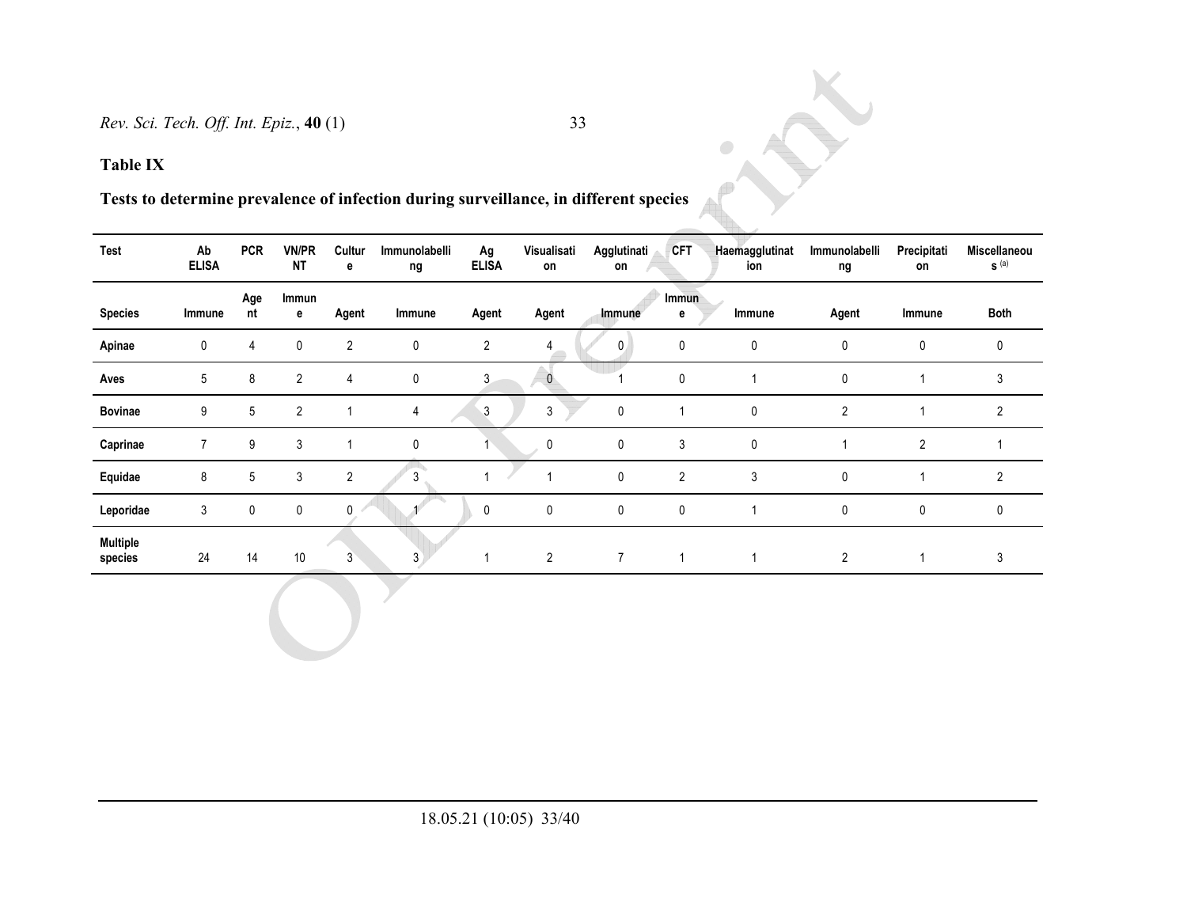**Table IX**

**Tests to determine prevalence of infection during surveillance, in different species**

| Test | Ab ELISA | PCR | VN/PRNT | Culture | Immunolabelling | Ag ELISA | Visualisation | Agglutination | CFT | Haemagglutination | Immunolabelling | Precipitation | Miscellaneous [(a)] |
|---|---|---|---|---|---|---|---|---|---|---|---|---|---|
| **Species** | **Immune** | **Agent** | **Immune** | **Agent** | **Immune** | **Agent** | **Agent** | **Immune** | **Immune** | **Immune** | **Agent** | **Immune** | **Both** |
| **Apinae** | 0 | 4 | 0 | 2 | 0 | 2 | 4 | 0 | 0 | 0 | 0 | 0 | 0 |
| **Aves** | 5 | 8 | 2 | 4 | 0 | 3 | 0 | 1 | 0 | 1 | 0 | 1 | 3 |
| **Bovinae** | 9 | 5 | 2 | 1 | 4 | 3 | 3 | 0 | 1 | 0 | 2 | 1 | 2 |
| **Caprinae** | 7 | 9 | 3 | 1 | 0 | 1 | 0 | 0 | 3 | 0 | 1 | 2 | 1 |
| **Equidae** | 8 | 5 | 3 | 2 | 3 | 1 | 1 | 0 | 2 | 3 | 0 | 1 | 2 |
| **Leporidae** | 3 | 0 | 0 | 0 | 1 | 0 | 0 | 0 | 0 | 1 | 0 | 0 | 0 |
| **Multiple species** | 24 | 14 | 10 | 3 | 3 | 1 | 2 | 7 | 1 | 1 | 2 | 1 | 3 |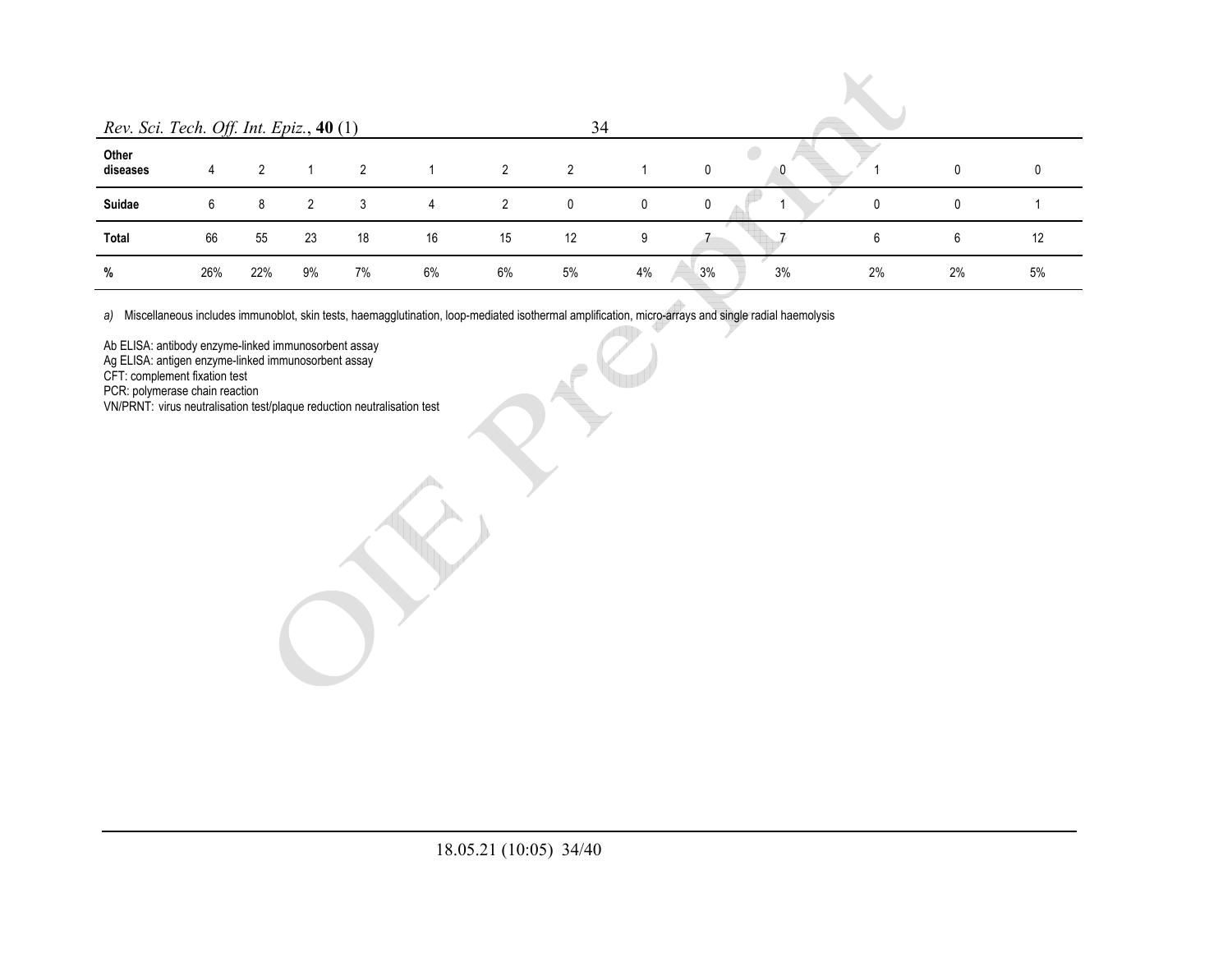| Other diseases | 4 | 2 | 1 | 2 | 1 | 2 | 2 | 1 | 0 | 0 | 1 | 0 | 0 |
|---|---|---|---|---|---|---|---|---|---|---|---|---|---|
| Suidae | 6 | 8 | 2 | 3 | 4 | 2 | 0 | 0 | 0 | 1 | 0 | 0 | 1 |
| Total | 66 | 55 | 23 | 18 | 16 | 15 | 12 | 9 | 7 | 7 | 6 | 6 | 12 |
| % | 26% | 22% | 9% | 7% | 6% | 6% | 5% | 4% | 3% | 3% | 2% | 2% | 5% |

*a)* Miscellaneous includes immunoblot, skin tests, haemagglutination, loop-mediated isothermal amplification, micro-arrays and single radial haemolysis

Ab ELISA: antibody enzyme-linked immunosorbent assay
Ag ELISA: antigen enzyme-linked immunosorbent assay
CFT: complement fixation test
PCR: polymerase chain reaction
VN/PRNT: virus neutralisation test/plaque reduction neutralisation test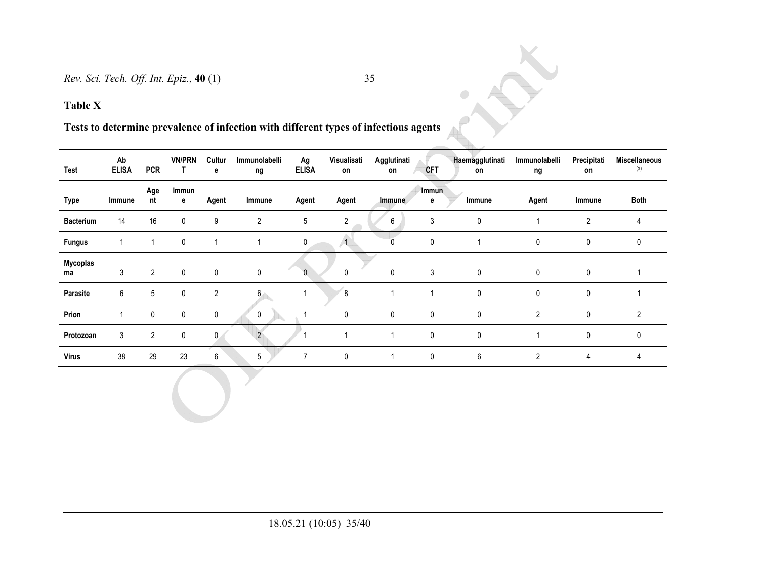**Table X**

**Tests to determine prevalence of infection with different types of infectious agents**

| Test | Ab ELISA | PCR | VN/PRNT | Culture | Immunolabelling | Ag ELISA | Visualisation | Agglutination | CFT | Haemagglutination | Immunolabelling | Precipitation | Miscellaneous [(a)] |
|---|---|---|---|---|---|---|---|---|---|---|---|---|---|
| Type | Immune | Agent | Immune | Agent | Immune | Agent | Agent | Immune | Immune | Immune | Agent | Immune | Both |
| Bacterium | 14 | 16 | 0 | 9 | 2 | 5 | 2 | 6 | 3 | 0 | 1 | 2 | 4 |
| Fungus | 1 | 1 | 0 | 1 | 1 | 0 | 1 | 0 | 0 | 1 | 0 | 0 | 0 |
| Mycoplasma | 3 | 2 | 0 | 0 | 0 | 0 | 0 | 0 | 3 | 0 | 0 | 0 | 1 |
| Parasite | 6 | 5 | 0 | 2 | 6 | 1 | 8 | 1 | 1 | 0 | 0 | 0 | 1 |
| Prion | 1 | 0 | 0 | 0 | 0 | 1 | 0 | 0 | 0 | 0 | 2 | 0 | 2 |
| Protozoan | 3 | 2 | 0 | 0 | 2 | 1 | 1 | 1 | 0 | 0 | 1 | 0 | 0 |
| Virus | 38 | 29 | 23 | 6 | 5 | 7 | 0 | 1 | 0 | 6 | 2 | 4 | 4 |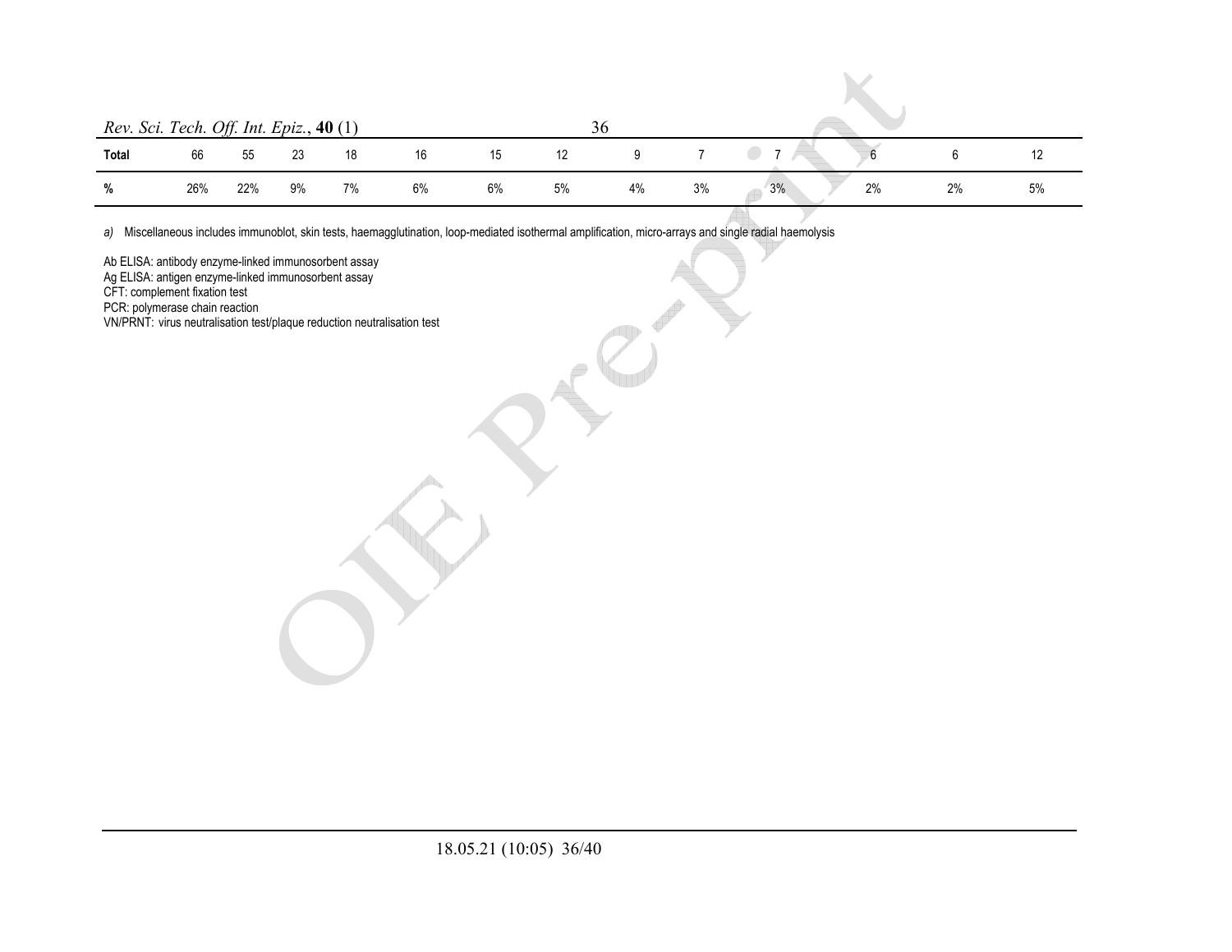| | | | | | | | | | | | | | |
|---|---|---|---|---|---|---|---|---|---|---|---|---|---|
| **Total** | 66 | 55 | 23 | 18 | 16 | 15 | 12 | 9 | 7 | 7 | 6 | 6 | 12 |
| **%** | 26% | 22% | 9% | 7% | 6% | 6% | 5% | 4% | 3% | 3% | 2% | 2% | 5% |

*a)* Miscellaneous includes immunoblot, skin tests, haemagglutination, loop-mediated isothermal amplification, micro-arrays and single radial haemolysis

Ab ELISA: antibody enzyme-linked immunosorbent assay
Ag ELISA: antigen enzyme-linked immunosorbent assay
CFT: complement fixation test
PCR: polymerase chain reaction
VN/PRNT: virus neutralisation test/plaque reduction neutralisation test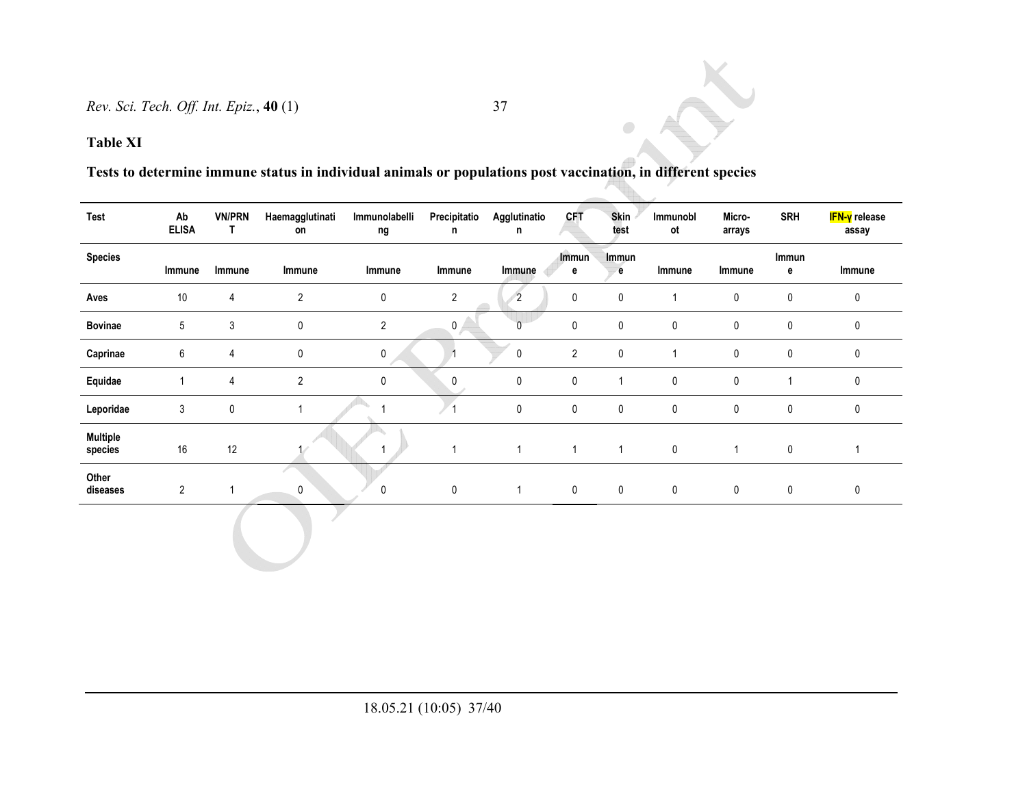**Table XI**

**Tests to determine immune status in individual animals or populations post vaccination, in different species**

| Test | Ab ELISA | VN/PRNT | Haemagglutination | Immunolabelling | Precipitation | Agglutination | CFT | Skin test | Immunoblot | Micro-arrays | SRH | IFN-γ release assay |
|---|---|---|---|---|---|---|---|---|---|---|---|---|
| Species | Immune | Immune | Immune | Immune | Immune | Immune | Immune | Immune | Immune | Immune | Immune | Immune |
| Aves | 10 | 4 | 2 | 0 | 2 | 2 | 0 | 0 | 1 | 0 | 0 | 0 |
| Bovinae | 5 | 3 | 0 | 2 | 0 | 0 | 0 | 0 | 0 | 0 | 0 | 0 |
| Caprinae | 6 | 4 | 0 | 0 | 1 | 0 | 2 | 0 | 1 | 0 | 0 | 0 |
| Equidae | 1 | 4 | 2 | 0 | 0 | 0 | 0 | 1 | 0 | 0 | 1 | 0 |
| Leporidae | 3 | 0 | 1 | 1 | 1 | 0 | 0 | 0 | 0 | 0 | 0 | 0 |
| Multiple species | 16 | 12 | 1 | 1 | 1 | 1 | 1 | 1 | 0 | 1 | 0 | 1 |
| Other diseases | 2 | 1 | 0 | 0 | 0 | 1 | 0 | 0 | 0 | 0 | 0 | 0 |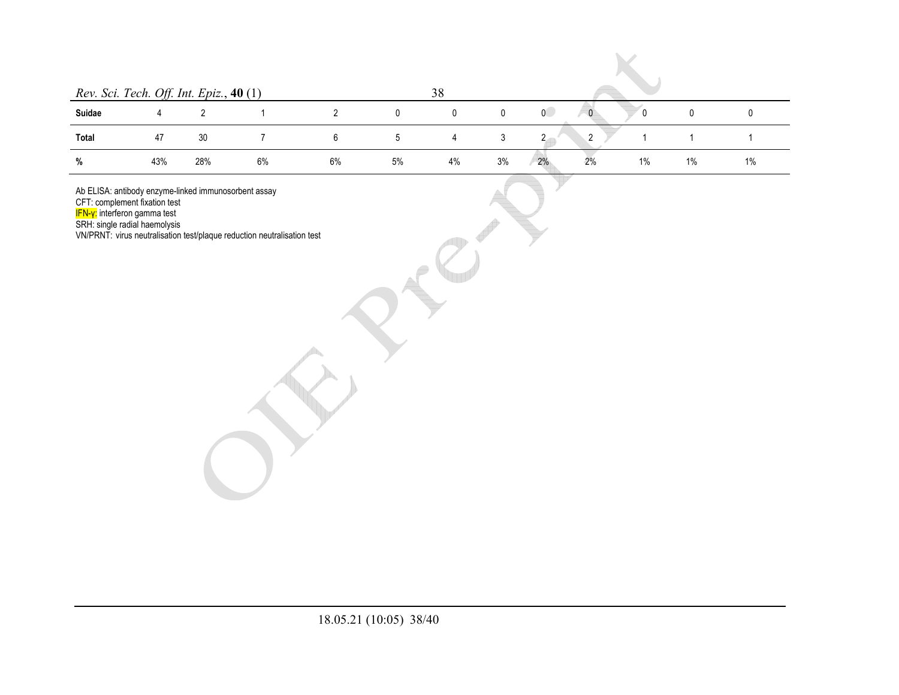|  |  |  |  |  |  |  |  |  |  |  |  |  |
|---|---|---|---|---|---|---|---|---|---|---|---|---|
| **Suidae** | 4 | 2 | 1 | 2 | 0 | 0 | 0 | 0 | 0 | 0 | 0 | 0 |
| **Total** | 47 | 30 | 7 | 6 | 5 | 4 | 3 | 2 | 2 | 1 | 1 | 1 |
| **%** | 43% | 28% | 6% | 6% | 5% | 4% | 3% | 2% | 2% | 1% | 1% | 1% |

Ab ELISA: antibody enzyme-linked immunosorbent assay
CFT: complement fixation test
IFN-γ: interferon gamma test
SRH: single radial haemolysis
VN/PRNT: virus neutralisation test/plaque reduction neutralisation test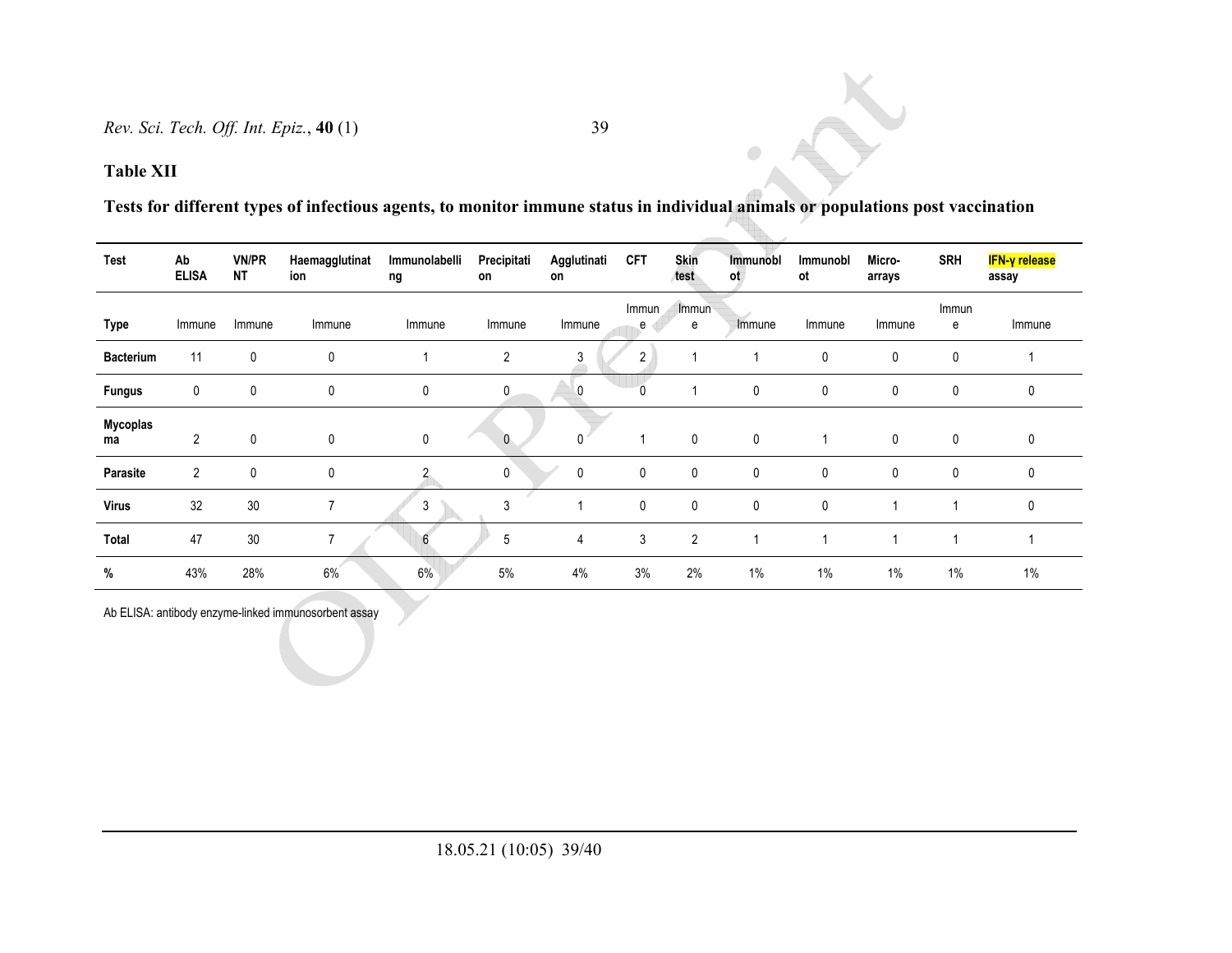**Table XII**

**Tests for different types of infectious agents, to monitor immune status in individual animals or populations post vaccination**

| Test | Ab ELISA | VN/PRNT | Haemagglutination | Immunolabelling | Precipitation | Agglutination | CFT | Skin test | Immunoblot | Immunoblot | Micro-arrays | SRH | IFN-γ release assay |
|---|---|---|---|---|---|---|---|---|---|---|---|---|---|
| Type | Immune | Immune | Immune | Immune | Immune | Immune | Immune | Immune | Immune | Immune | Immune | Immune | Immune |
| Bacterium | 11 | 0 | 0 | 1 | 2 | 3 | 2 | 1 | 1 | 0 | 0 | 0 | 1 |
| Fungus | 0 | 0 | 0 | 0 | 0 | 0 | 0 | 1 | 0 | 0 | 0 | 0 | 0 |
| Mycoplasma | 2 | 0 | 0 | 0 | 0 | 0 | 1 | 0 | 0 | 1 | 0 | 0 | 0 |
| Parasite | 2 | 0 | 0 | 2 | 0 | 0 | 0 | 0 | 0 | 0 | 0 | 0 | 0 |
| Virus | 32 | 30 | 7 | 3 | 3 | 1 | 0 | 0 | 0 | 0 | 1 | 1 | 0 |
| Total | 47 | 30 | 7 | 6 | 5 | 4 | 3 | 2 | 1 | 1 | 1 | 1 | 1 |
| % | 43% | 28% | 6% | 6% | 5% | 4% | 3% | 2% | 1% | 1% | 1% | 1% | 1% |

Ab ELISA: antibody enzyme-linked immunosorbent assay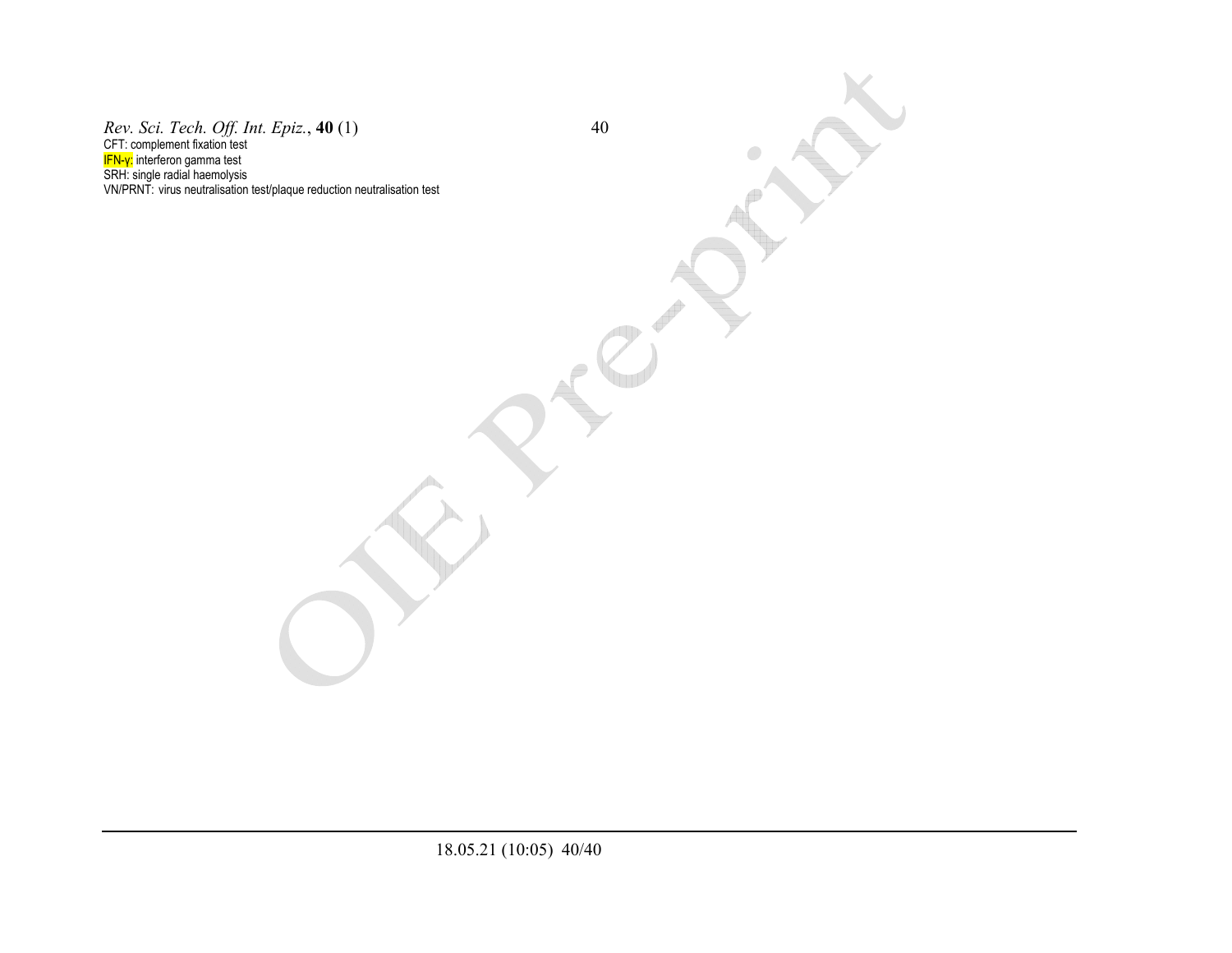CFT: complement fixation test
IFN-γ: interferon gamma test
SRH: single radial haemolysis
VN/PRNT: virus neutralisation test/plaque reduction neutralisation test